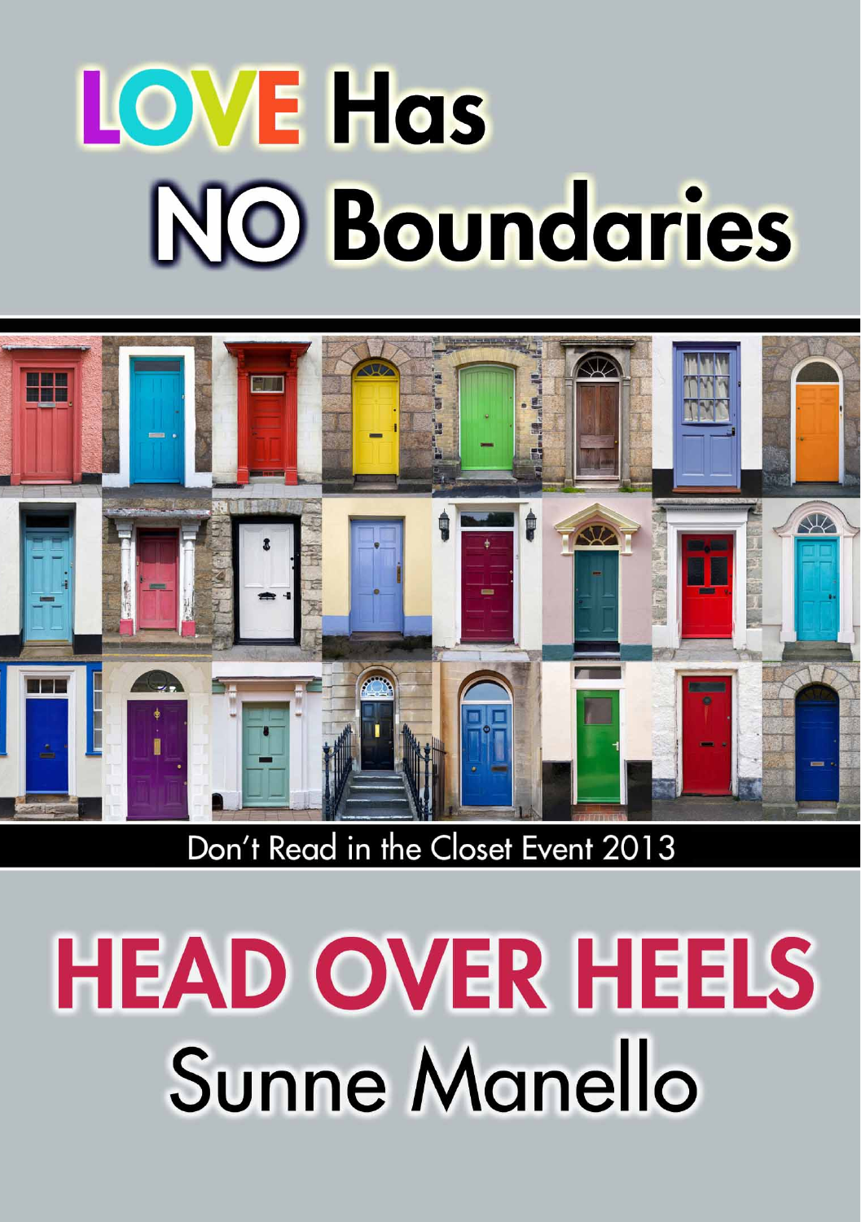# LOVE Has NO Boundaries

Don't Read in the Closet Event 2013

# HEAD OVER HEELS

## Sunne Manello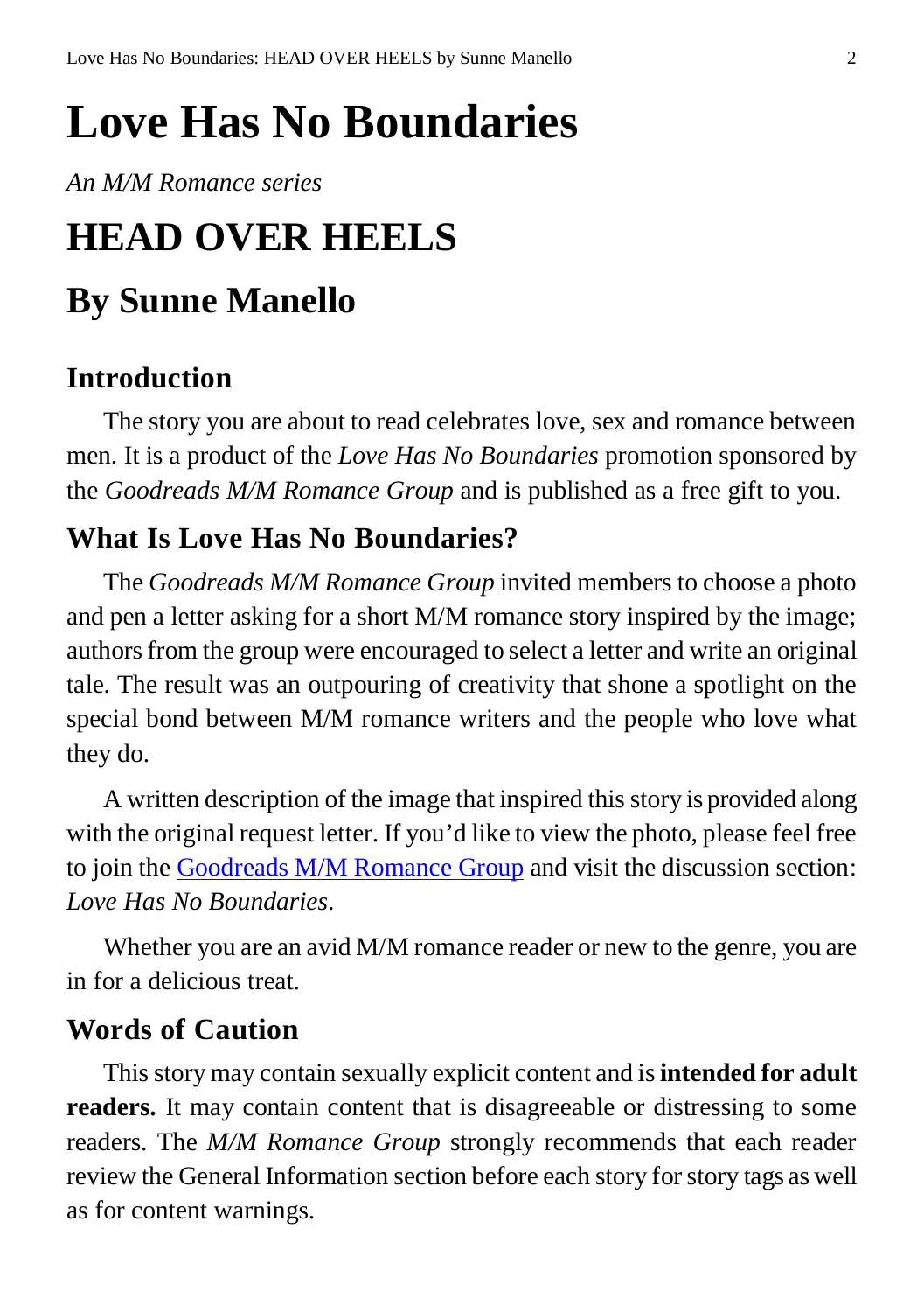# Love Has No Boundaries

*An M/M Romance series*

# HEAD OVER HEELS

## By Sunne Manello

### Introduction

The story you are about to read celebrates love, sex and romance between men. It is a product of the *Love Has No Boundaries* promotion sponsored by the *Goodreads M/M Romance Group* and is published as a free gift to you.

### What Is Love Has No Boundaries?

The *Goodreads M/M Romance Group* invited members to choose a photo and pen a letter asking for a short M/M romance story inspired by the image; authors from the group were encouraged to select a letter and write an original tale. The result was an outpouring of creativity that shone a spotlight on the special bond between M/M romance writers and the people who love what they do.

A written description of the image that inspired this story is provided along with the original request letter. If you'd like to view the photo, please feel free to join the Goodreads M/M Romance Group and visit the discussion section: *Love Has No Boundaries*.

Whether you are an avid M/M romance reader or new to the genre, you are in for a delicious treat.

### Words of Caution

This story may contain sexually explicit content and is **intended for adult readers.** It may contain content that is disagreeable or distressing to some readers. The *M/M Romance Group* strongly recommends that each reader review the General Information section before each story for story tags as well as for content warnings.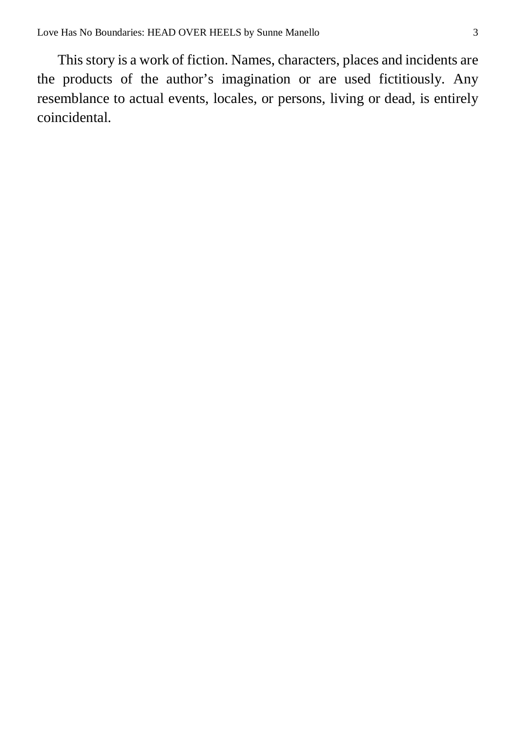This story is a work of fiction. Names, characters, places and incidents are the products of the author's imagination or are used fictitiously. Any resemblance to actual events, locales, or persons, living or dead, is entirely coincidental.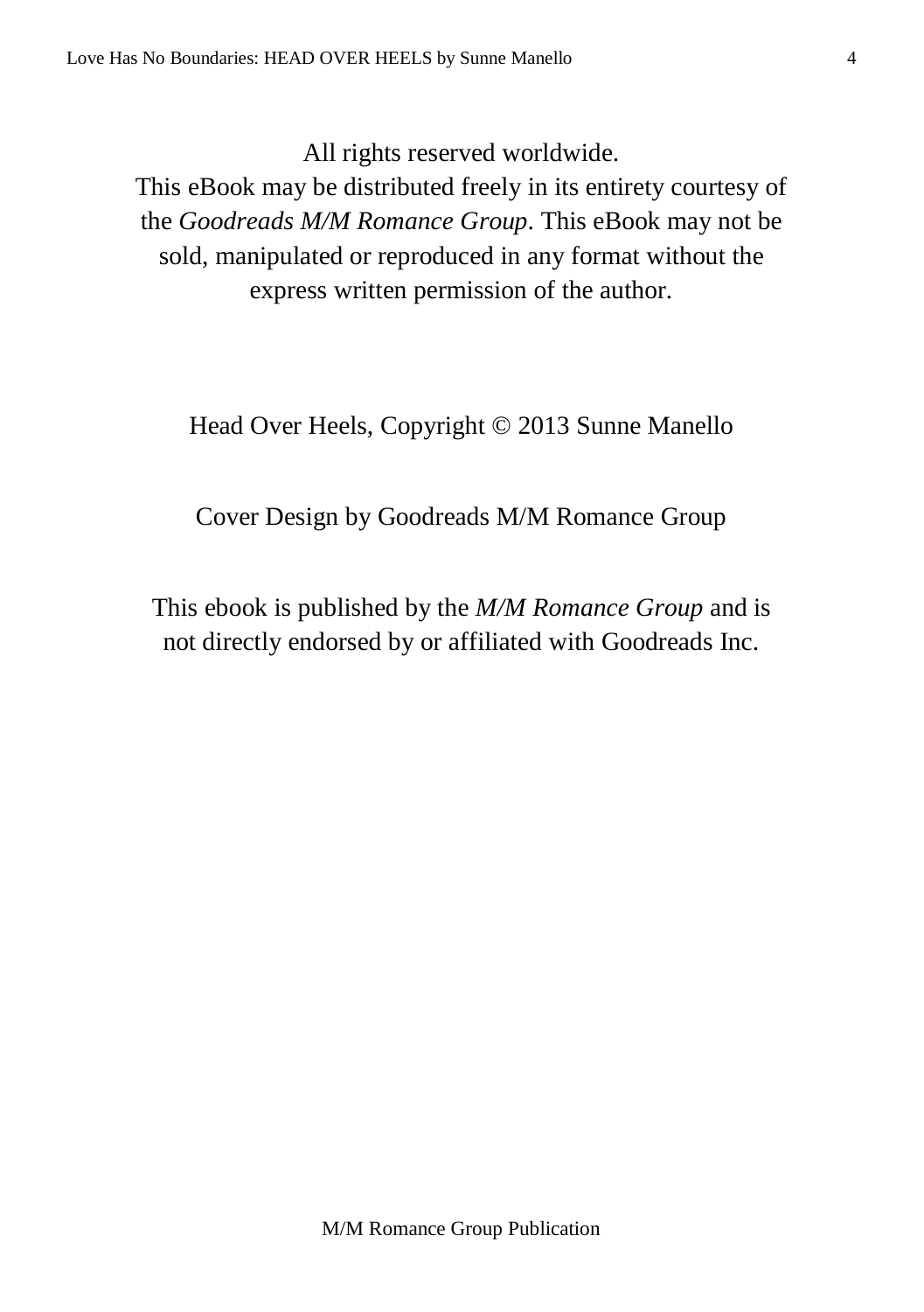All rights reserved worldwide.
This eBook may be distributed freely in its entirety courtesy of the *Goodreads M/M Romance Group*. This eBook may not be sold, manipulated or reproduced in any format without the express written permission of the author.

Head Over Heels, Copyright © 2013 Sunne Manello

Cover Design by Goodreads M/M Romance Group

This ebook is published by the *M/M Romance Group* and is not directly endorsed by or affiliated with Goodreads Inc.

M/M Romance Group Publication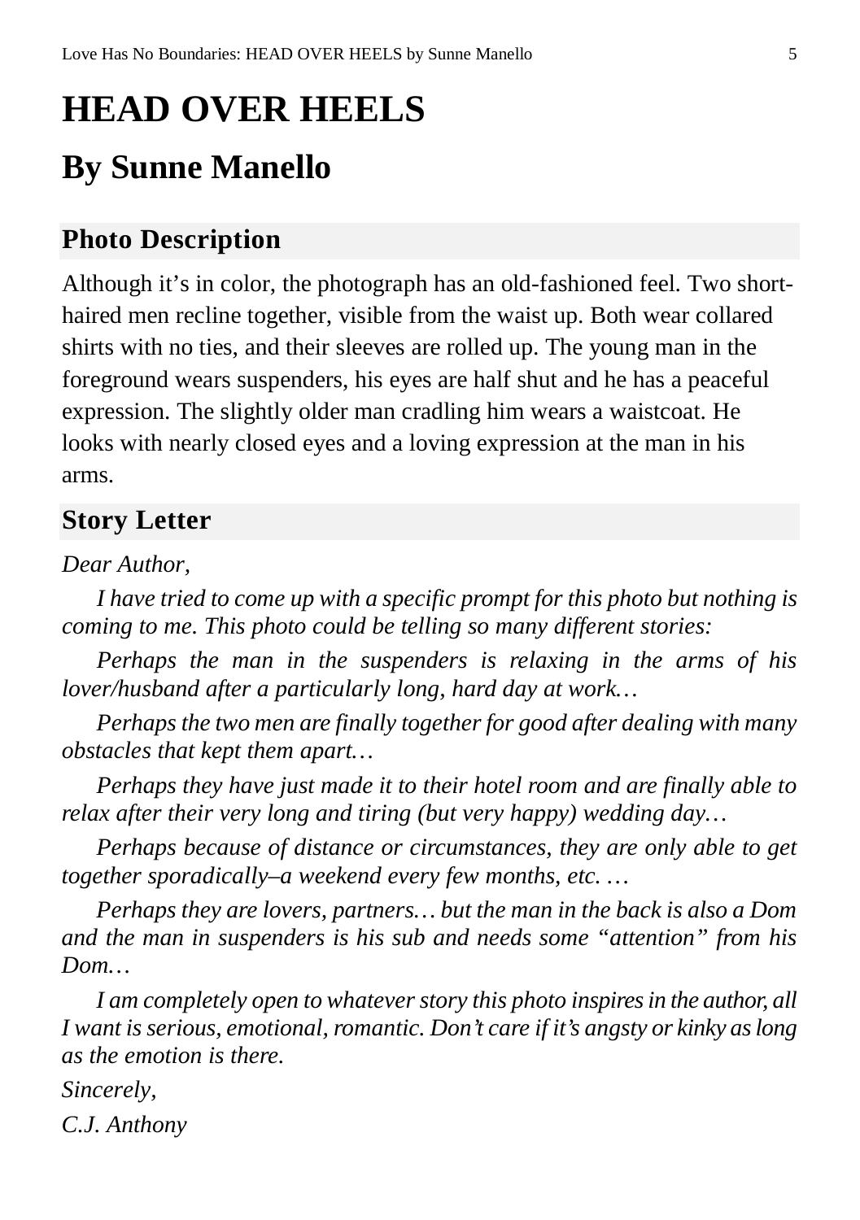# HEAD OVER HEELS

## By Sunne Manello

### Photo Description

Although it's in color, the photograph has an old-fashioned feel. Two short-haired men recline together, visible from the waist up. Both wear collared shirts with no ties, and their sleeves are rolled up. The young man in the foreground wears suspenders, his eyes are half shut and he has a peaceful expression. The slightly older man cradling him wears a waistcoat. He looks with nearly closed eyes and a loving expression at the man in his arms.

### Story Letter

*Dear Author,*

*I have tried to come up with a specific prompt for this photo but nothing is coming to me. This photo could be telling so many different stories:*

*Perhaps the man in the suspenders is relaxing in the arms of his lover/husband after a particularly long, hard day at work…*

*Perhaps the two men are finally together for good after dealing with many obstacles that kept them apart…*

*Perhaps they have just made it to their hotel room and are finally able to relax after their very long and tiring (but very happy) wedding day…*

*Perhaps because of distance or circumstances, they are only able to get together sporadically–a weekend every few months, etc. …*

*Perhaps they are lovers, partners… but the man in the back is also a Dom and the man in suspenders is his sub and needs some "attention" from his Dom…*

*I am completely open to whatever story this photo inspires in the author, all I want is serious, emotional, romantic. Don't care if it's angsty or kinky as long as the emotion is there.*

*Sincerely,*

*C.J. Anthony*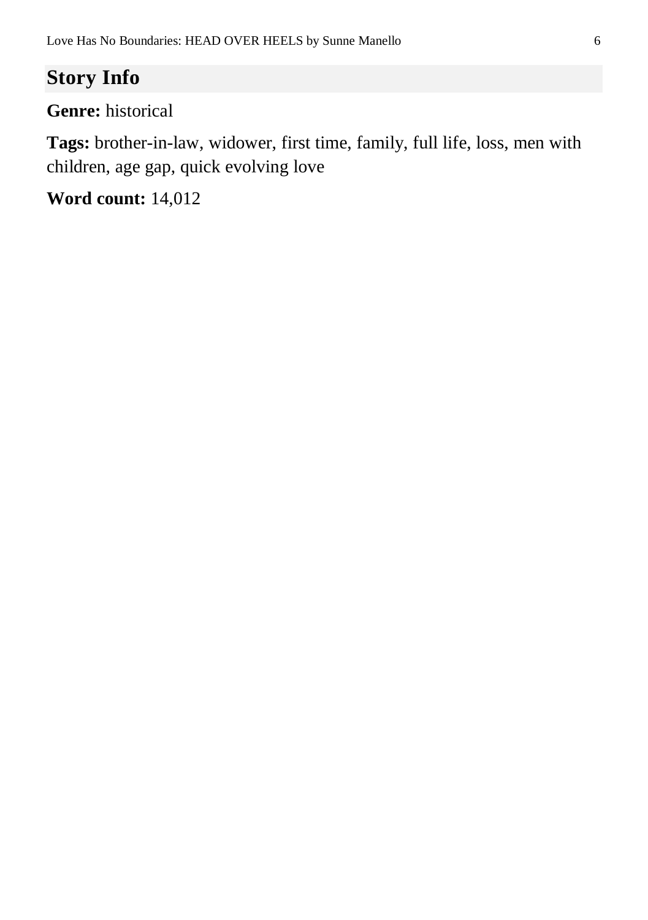## Story Info

**Genre:** historical

**Tags:** brother-in-law, widower, first time, family, full life, loss, men with children, age gap, quick evolving love

**Word count:** 14,012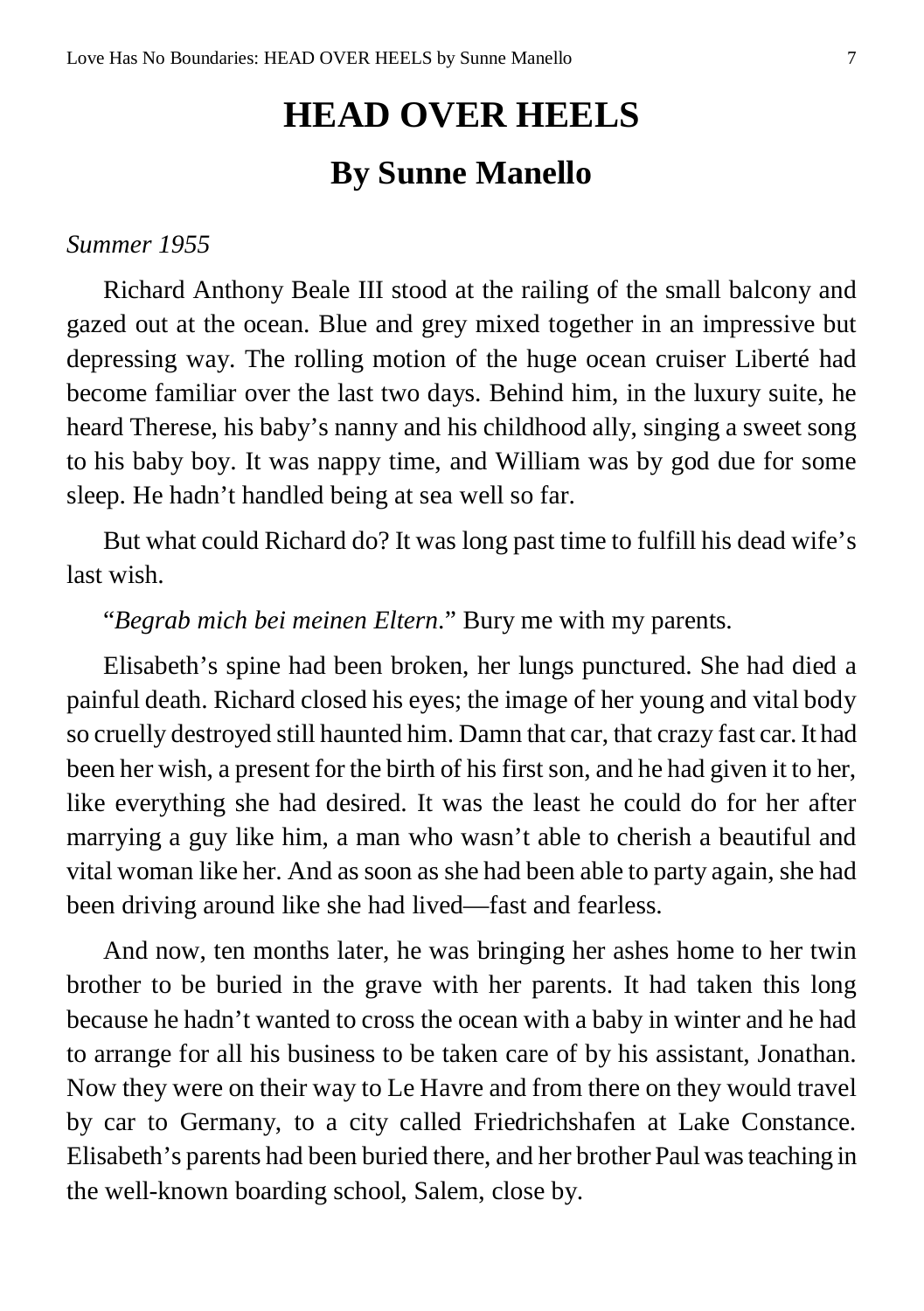# HEAD OVER HEELS

## By Sunne Manello

*Summer 1955*

Richard Anthony Beale III stood at the railing of the small balcony and gazed out at the ocean. Blue and grey mixed together in an impressive but depressing way. The rolling motion of the huge ocean cruiser Liberté had become familiar over the last two days. Behind him, in the luxury suite, he heard Therese, his baby's nanny and his childhood ally, singing a sweet song to his baby boy. It was nappy time, and William was by god due for some sleep. He hadn't handled being at sea well so far.

But what could Richard do? It was long past time to fulfill his dead wife's last wish.

"*Begrab mich bei meinen Eltern*." Bury me with my parents.

Elisabeth's spine had been broken, her lungs punctured. She had died a painful death. Richard closed his eyes; the image of her young and vital body so cruelly destroyed still haunted him. Damn that car, that crazy fast car. It had been her wish, a present for the birth of his first son, and he had given it to her, like everything she had desired. It was the least he could do for her after marrying a guy like him, a man who wasn't able to cherish a beautiful and vital woman like her. And as soon as she had been able to party again, she had been driving around like she had lived—fast and fearless.

And now, ten months later, he was bringing her ashes home to her twin brother to be buried in the grave with her parents. It had taken this long because he hadn't wanted to cross the ocean with a baby in winter and he had to arrange for all his business to be taken care of by his assistant, Jonathan. Now they were on their way to Le Havre and from there on they would travel by car to Germany, to a city called Friedrichshafen at Lake Constance. Elisabeth's parents had been buried there, and her brother Paul was teaching in the well-known boarding school, Salem, close by.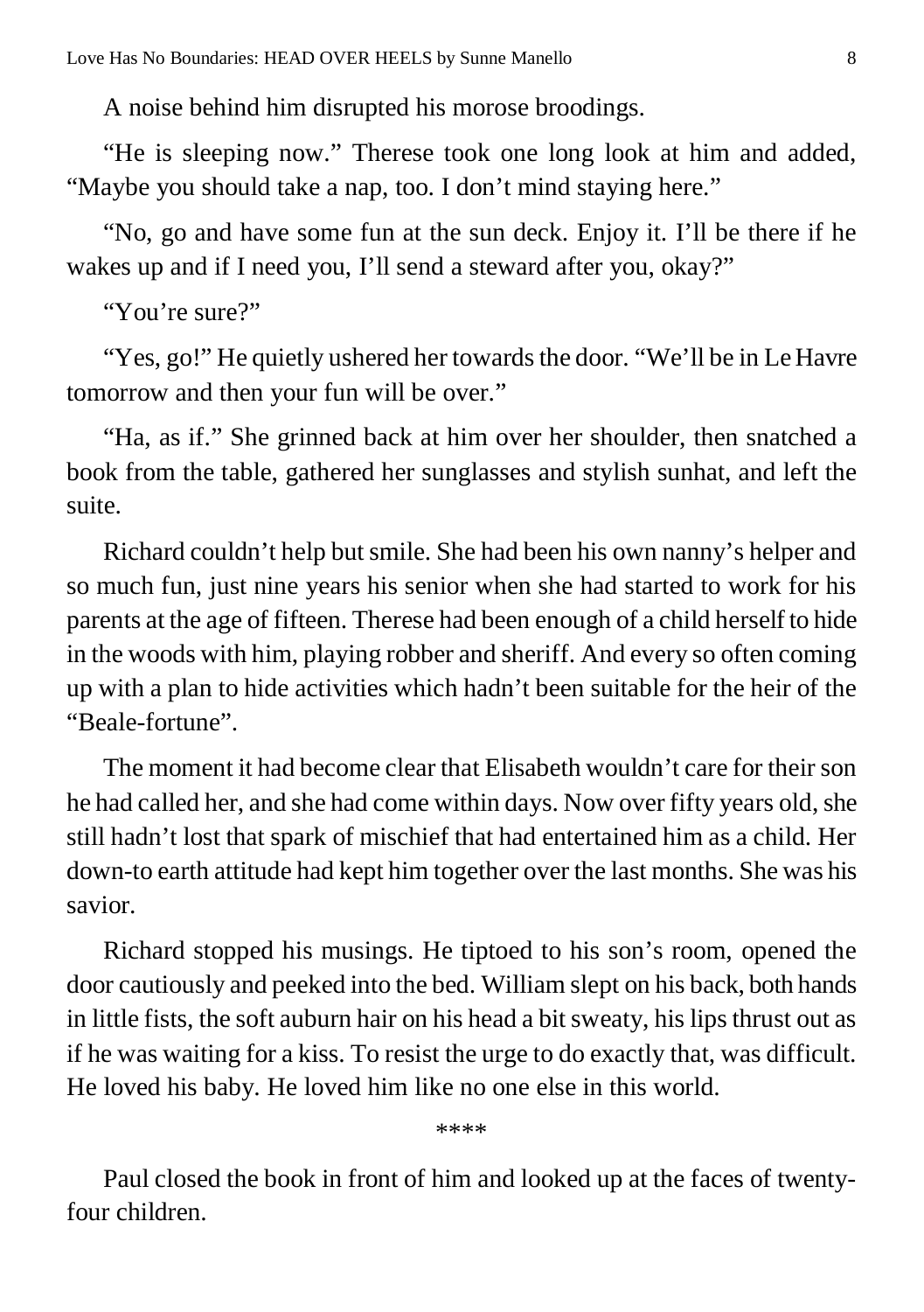A noise behind him disrupted his morose broodings.

"He is sleeping now." Therese took one long look at him and added, "Maybe you should take a nap, too. I don't mind staying here."

"No, go and have some fun at the sun deck. Enjoy it. I'll be there if he wakes up and if I need you, I'll send a steward after you, okay?"

"You're sure?"

"Yes, go!" He quietly ushered her towards the door. "We'll be in Le Havre tomorrow and then your fun will be over."

"Ha, as if." She grinned back at him over her shoulder, then snatched a book from the table, gathered her sunglasses and stylish sunhat, and left the suite.

Richard couldn't help but smile. She had been his own nanny's helper and so much fun, just nine years his senior when she had started to work for his parents at the age of fifteen. Therese had been enough of a child herself to hide in the woods with him, playing robber and sheriff. And every so often coming up with a plan to hide activities which hadn't been suitable for the heir of the "Beale-fortune".

The moment it had become clear that Elisabeth wouldn't care for their son he had called her, and she had come within days. Now over fifty years old, she still hadn't lost that spark of mischief that had entertained him as a child. Her down-to earth attitude had kept him together over the last months. She was his savior.

Richard stopped his musings. He tiptoed to his son's room, opened the door cautiously and peeked into the bed. William slept on his back, both hands in little fists, the soft auburn hair on his head a bit sweaty, his lips thrust out as if he was waiting for a kiss. To resist the urge to do exactly that, was difficult. He loved his baby. He loved him like no one else in this world.

****

Paul closed the book in front of him and looked up at the faces of twenty-four children.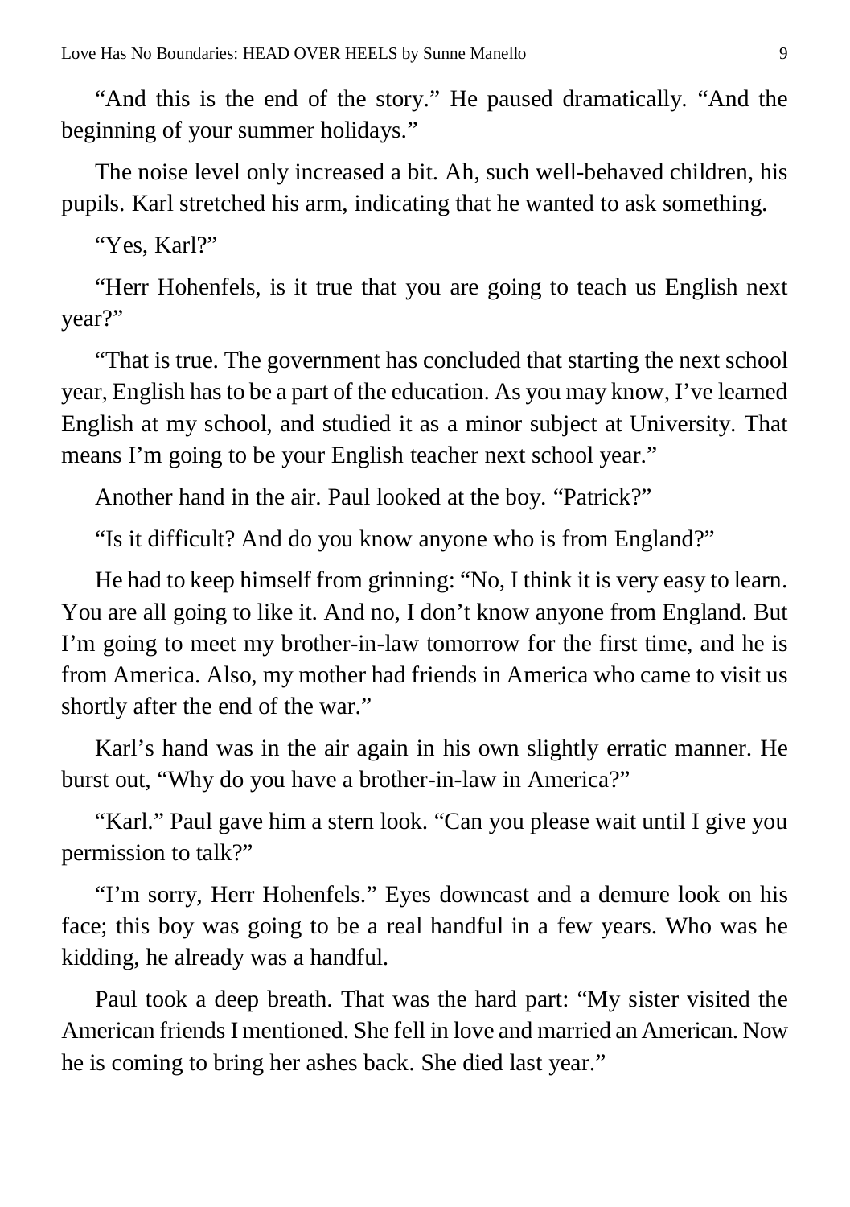"And this is the end of the story." He paused dramatically. "And the beginning of your summer holidays."

The noise level only increased a bit. Ah, such well-behaved children, his pupils. Karl stretched his arm, indicating that he wanted to ask something.

"Yes, Karl?"

"Herr Hohenfels, is it true that you are going to teach us English next year?"

"That is true. The government has concluded that starting the next school year, English has to be a part of the education. As you may know, I've learned English at my school, and studied it as a minor subject at University. That means I'm going to be your English teacher next school year."

Another hand in the air. Paul looked at the boy. "Patrick?"

"Is it difficult? And do you know anyone who is from England?"

He had to keep himself from grinning: "No, I think it is very easy to learn. You are all going to like it. And no, I don't know anyone from England. But I'm going to meet my brother-in-law tomorrow for the first time, and he is from America. Also, my mother had friends in America who came to visit us shortly after the end of the war."

Karl's hand was in the air again in his own slightly erratic manner. He burst out, "Why do you have a brother-in-law in America?"

"Karl." Paul gave him a stern look. "Can you please wait until I give you permission to talk?"

"I'm sorry, Herr Hohenfels." Eyes downcast and a demure look on his face; this boy was going to be a real handful in a few years. Who was he kidding, he already was a handful.

Paul took a deep breath. That was the hard part: "My sister visited the American friends I mentioned. She fell in love and married an American. Now he is coming to bring her ashes back. She died last year."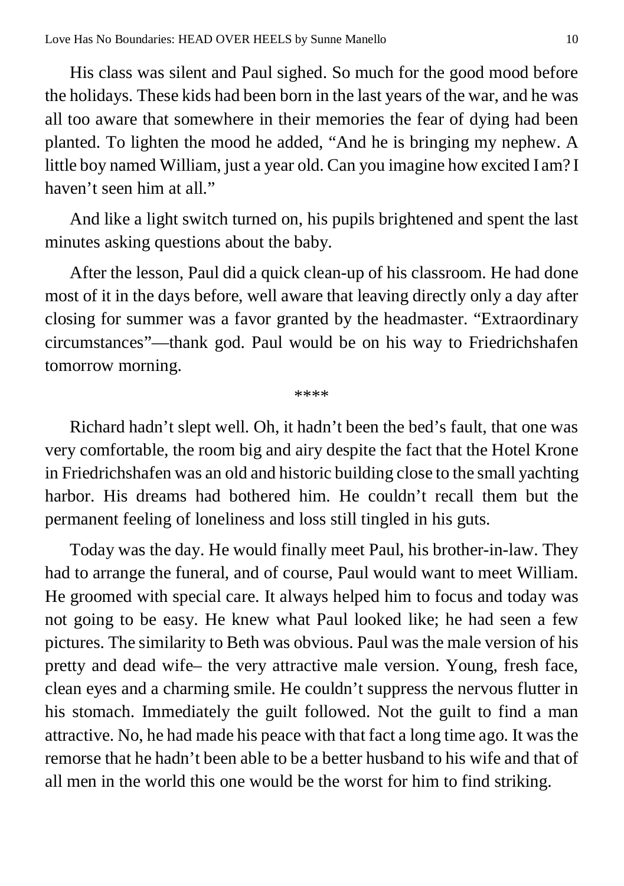His class was silent and Paul sighed. So much for the good mood before the holidays. These kids had been born in the last years of the war, and he was all too aware that somewhere in their memories the fear of dying had been planted. To lighten the mood he added, "And he is bringing my nephew. A little boy named William, just a year old. Can you imagine how excited I am? I haven't seen him at all."

And like a light switch turned on, his pupils brightened and spent the last minutes asking questions about the baby.

After the lesson, Paul did a quick clean-up of his classroom. He had done most of it in the days before, well aware that leaving directly only a day after closing for summer was a favor granted by the headmaster. "Extraordinary circumstances"—thank god. Paul would be on his way to Friedrichshafen tomorrow morning.

\*\*\*\*

Richard hadn't slept well. Oh, it hadn't been the bed's fault, that one was very comfortable, the room big and airy despite the fact that the Hotel Krone in Friedrichshafen was an old and historic building close to the small yachting harbor. His dreams had bothered him. He couldn't recall them but the permanent feeling of loneliness and loss still tingled in his guts.

Today was the day. He would finally meet Paul, his brother-in-law. They had to arrange the funeral, and of course, Paul would want to meet William. He groomed with special care. It always helped him to focus and today was not going to be easy. He knew what Paul looked like; he had seen a few pictures. The similarity to Beth was obvious. Paul was the male version of his pretty and dead wife– the very attractive male version. Young, fresh face, clean eyes and a charming smile. He couldn't suppress the nervous flutter in his stomach. Immediately the guilt followed. Not the guilt to find a man attractive. No, he had made his peace with that fact a long time ago. It was the remorse that he hadn't been able to be a better husband to his wife and that of all men in the world this one would be the worst for him to find striking.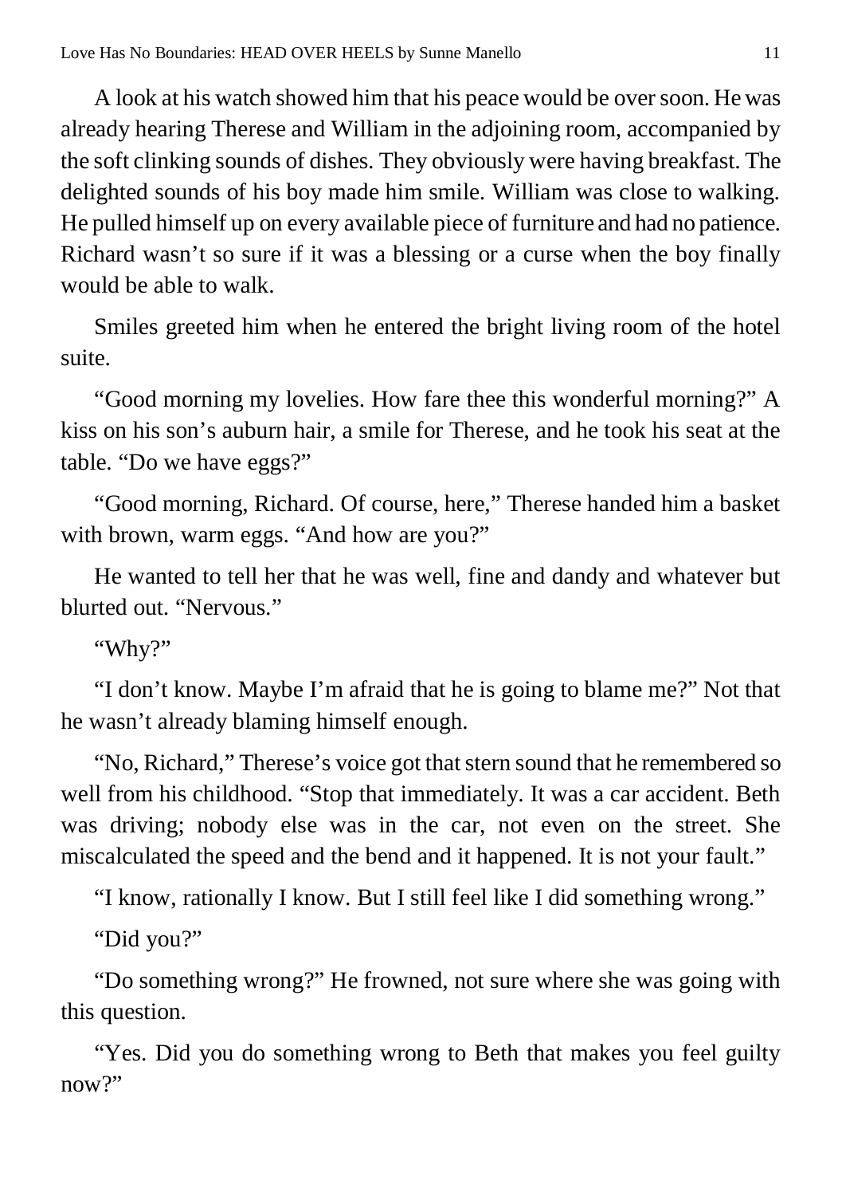A look at his watch showed him that his peace would be over soon. He was already hearing Therese and William in the adjoining room, accompanied by the soft clinking sounds of dishes. They obviously were having breakfast. The delighted sounds of his boy made him smile. William was close to walking. He pulled himself up on every available piece of furniture and had no patience. Richard wasn't so sure if it was a blessing or a curse when the boy finally would be able to walk.

Smiles greeted him when he entered the bright living room of the hotel suite.

"Good morning my lovelies. How fare thee this wonderful morning?" A kiss on his son's auburn hair, a smile for Therese, and he took his seat at the table. "Do we have eggs?"

"Good morning, Richard. Of course, here," Therese handed him a basket with brown, warm eggs. "And how are you?"

He wanted to tell her that he was well, fine and dandy and whatever but blurted out. "Nervous."

"Why?"

"I don't know. Maybe I'm afraid that he is going to blame me?" Not that he wasn't already blaming himself enough.

"No, Richard," Therese's voice got that stern sound that he remembered so well from his childhood. "Stop that immediately. It was a car accident. Beth was driving; nobody else was in the car, not even on the street. She miscalculated the speed and the bend and it happened. It is not your fault."

"I know, rationally I know. But I still feel like I did something wrong."

"Did you?"

"Do something wrong?" He frowned, not sure where she was going with this question.

"Yes. Did you do something wrong to Beth that makes you feel guilty now?"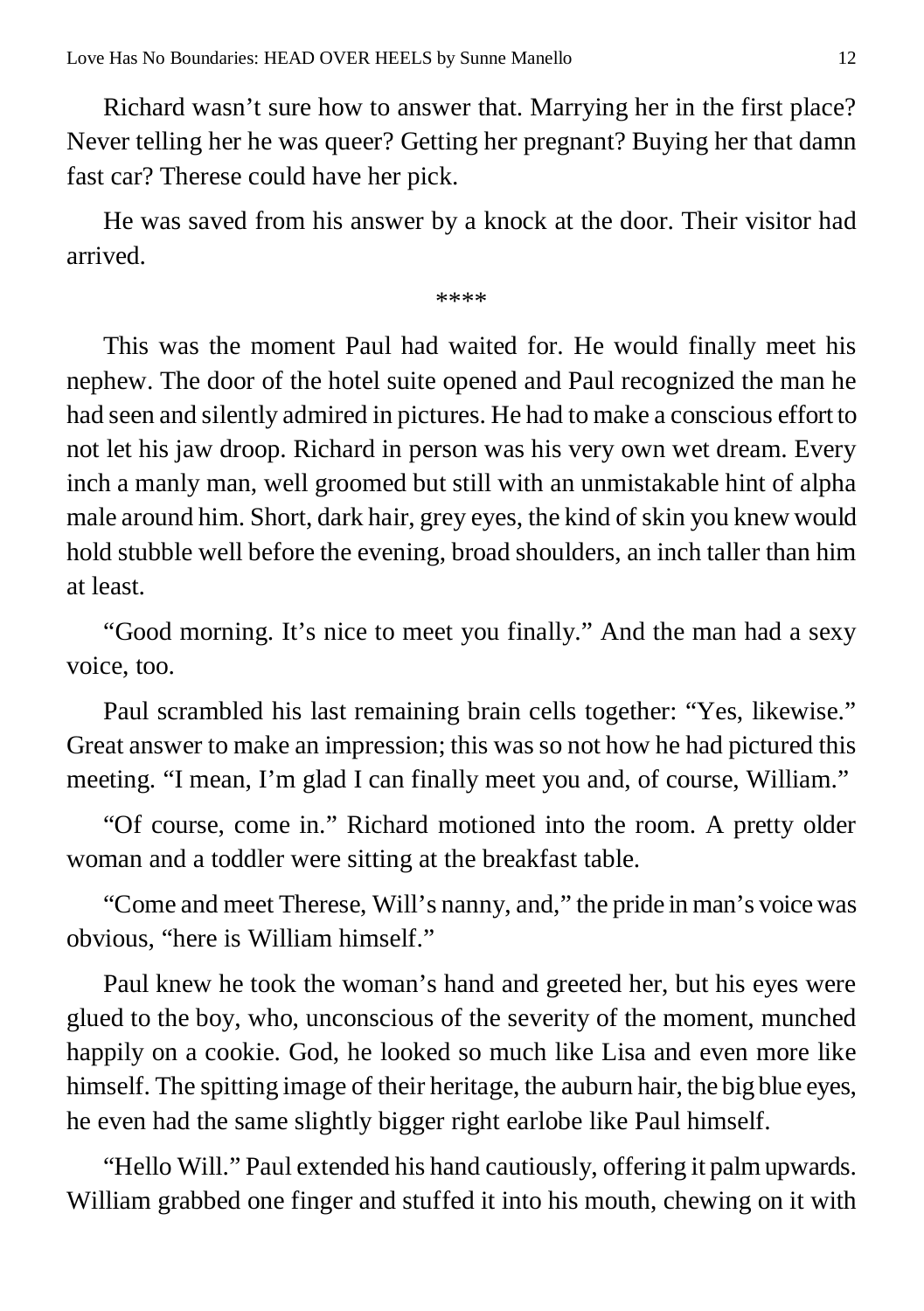Richard wasn't sure how to answer that. Marrying her in the first place? Never telling her he was queer? Getting her pregnant? Buying her that damn fast car? Therese could have her pick.

He was saved from his answer by a knock at the door. Their visitor had arrived.

\*\*\*\*

This was the moment Paul had waited for. He would finally meet his nephew. The door of the hotel suite opened and Paul recognized the man he had seen and silently admired in pictures. He had to make a conscious effort to not let his jaw droop. Richard in person was his very own wet dream. Every inch a manly man, well groomed but still with an unmistakable hint of alpha male around him. Short, dark hair, grey eyes, the kind of skin you knew would hold stubble well before the evening, broad shoulders, an inch taller than him at least.

"Good morning. It's nice to meet you finally." And the man had a sexy voice, too.

Paul scrambled his last remaining brain cells together: "Yes, likewise." Great answer to make an impression; this was so not how he had pictured this meeting. "I mean, I'm glad I can finally meet you and, of course, William."

"Of course, come in." Richard motioned into the room. A pretty older woman and a toddler were sitting at the breakfast table.

"Come and meet Therese, Will's nanny, and," the pride in man's voice was obvious, "here is William himself."

Paul knew he took the woman's hand and greeted her, but his eyes were glued to the boy, who, unconscious of the severity of the moment, munched happily on a cookie. God, he looked so much like Lisa and even more like himself. The spitting image of their heritage, the auburn hair, the big blue eyes, he even had the same slightly bigger right earlobe like Paul himself.

"Hello Will." Paul extended his hand cautiously, offering it palm upwards. William grabbed one finger and stuffed it into his mouth, chewing on it with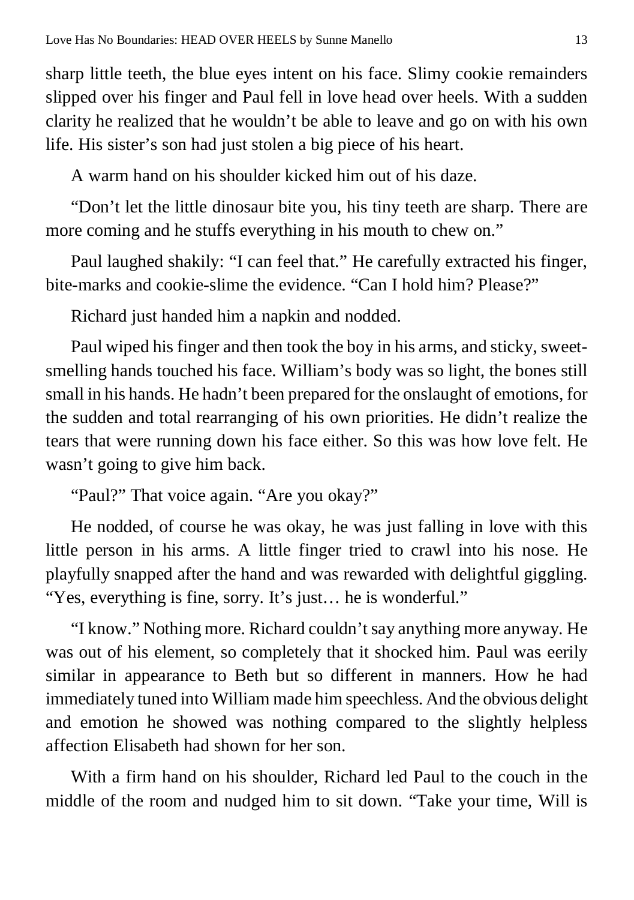sharp little teeth, the blue eyes intent on his face. Slimy cookie remainders slipped over his finger and Paul fell in love head over heels. With a sudden clarity he realized that he wouldn't be able to leave and go on with his own life. His sister's son had just stolen a big piece of his heart.

A warm hand on his shoulder kicked him out of his daze.

"Don't let the little dinosaur bite you, his tiny teeth are sharp. There are more coming and he stuffs everything in his mouth to chew on."

Paul laughed shakily: "I can feel that." He carefully extracted his finger, bite-marks and cookie-slime the evidence. "Can I hold him? Please?"

Richard just handed him a napkin and nodded.

Paul wiped his finger and then took the boy in his arms, and sticky, sweet-smelling hands touched his face. William's body was so light, the bones still small in his hands. He hadn't been prepared for the onslaught of emotions, for the sudden and total rearranging of his own priorities. He didn't realize the tears that were running down his face either. So this was how love felt. He wasn't going to give him back.

"Paul?" That voice again. "Are you okay?"

He nodded, of course he was okay, he was just falling in love with this little person in his arms. A little finger tried to crawl into his nose. He playfully snapped after the hand and was rewarded with delightful giggling. "Yes, everything is fine, sorry. It's just… he is wonderful."

"I know." Nothing more. Richard couldn't say anything more anyway. He was out of his element, so completely that it shocked him. Paul was eerily similar in appearance to Beth but so different in manners. How he had immediately tuned into William made him speechless. And the obvious delight and emotion he showed was nothing compared to the slightly helpless affection Elisabeth had shown for her son.

With a firm hand on his shoulder, Richard led Paul to the couch in the middle of the room and nudged him to sit down. "Take your time, Will is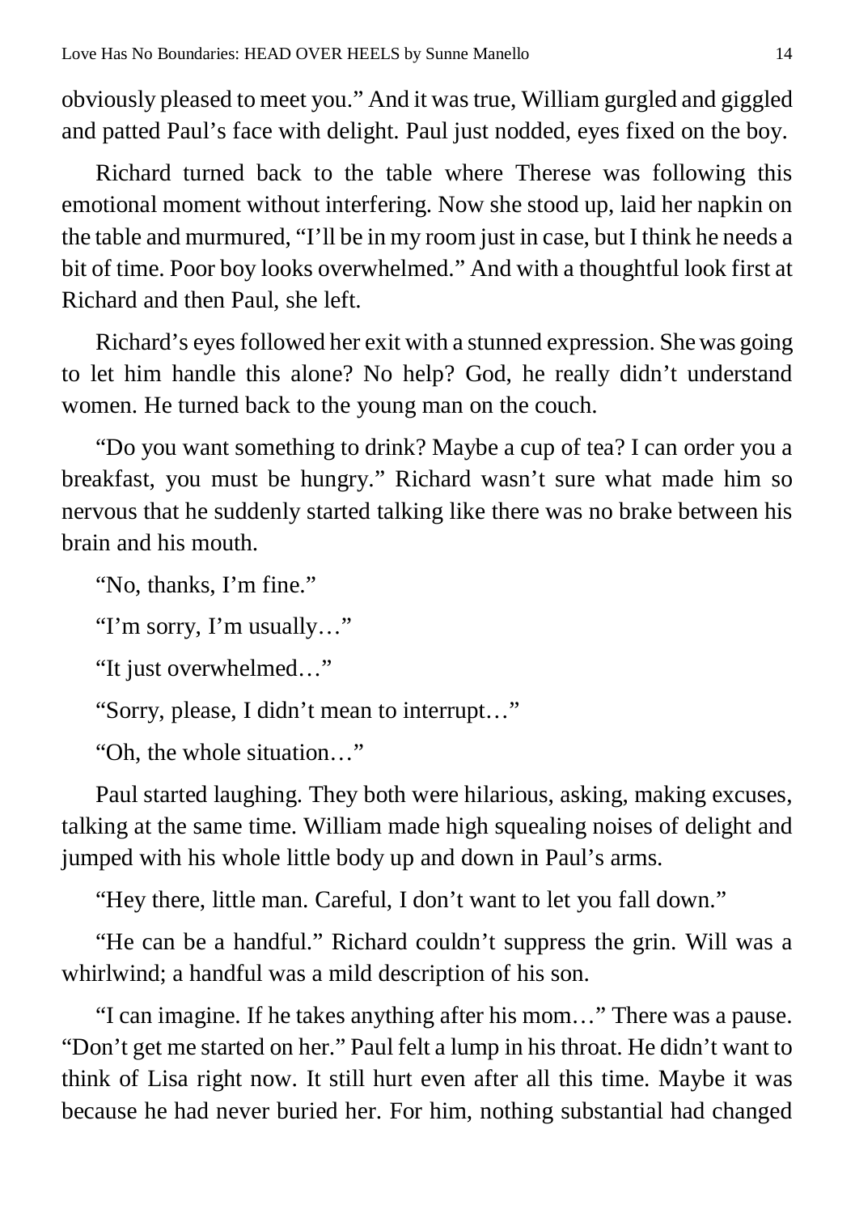obviously pleased to meet you." And it was true, William gurgled and giggled and patted Paul's face with delight. Paul just nodded, eyes fixed on the boy.

Richard turned back to the table where Therese was following this emotional moment without interfering. Now she stood up, laid her napkin on the table and murmured, "I'll be in my room just in case, but I think he needs a bit of time. Poor boy looks overwhelmed." And with a thoughtful look first at Richard and then Paul, she left.

Richard's eyes followed her exit with a stunned expression. She was going to let him handle this alone? No help? God, he really didn't understand women. He turned back to the young man on the couch.

"Do you want something to drink? Maybe a cup of tea? I can order you a breakfast, you must be hungry." Richard wasn't sure what made him so nervous that he suddenly started talking like there was no brake between his brain and his mouth.

"No, thanks, I'm fine."

"I'm sorry, I'm usually…"

"It just overwhelmed…"

"Sorry, please, I didn't mean to interrupt…"

"Oh, the whole situation…"

Paul started laughing. They both were hilarious, asking, making excuses, talking at the same time. William made high squealing noises of delight and jumped with his whole little body up and down in Paul's arms.

"Hey there, little man. Careful, I don't want to let you fall down."

"He can be a handful." Richard couldn't suppress the grin. Will was a whirlwind; a handful was a mild description of his son.

"I can imagine. If he takes anything after his mom…" There was a pause. "Don't get me started on her." Paul felt a lump in his throat. He didn't want to think of Lisa right now. It still hurt even after all this time. Maybe it was because he had never buried her. For him, nothing substantial had changed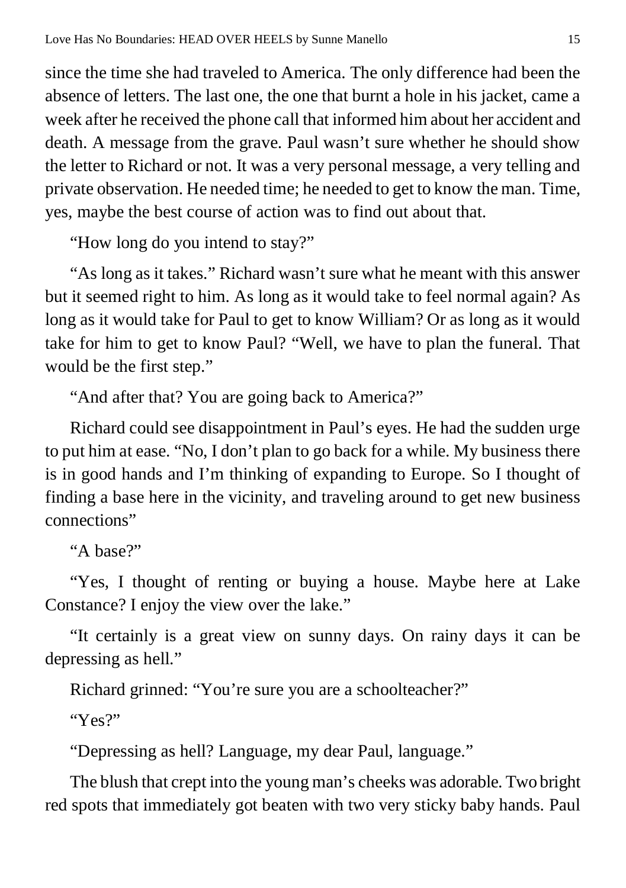since the time she had traveled to America. The only difference had been the absence of letters. The last one, the one that burnt a hole in his jacket, came a week after he received the phone call that informed him about her accident and death. A message from the grave. Paul wasn't sure whether he should show the letter to Richard or not. It was a very personal message, a very telling and private observation. He needed time; he needed to get to know the man. Time, yes, maybe the best course of action was to find out about that.

"How long do you intend to stay?"

"As long as it takes." Richard wasn't sure what he meant with this answer but it seemed right to him. As long as it would take to feel normal again? As long as it would take for Paul to get to know William? Or as long as it would take for him to get to know Paul? "Well, we have to plan the funeral. That would be the first step."

"And after that? You are going back to America?"

Richard could see disappointment in Paul's eyes. He had the sudden urge to put him at ease. "No, I don't plan to go back for a while. My business there is in good hands and I'm thinking of expanding to Europe. So I thought of finding a base here in the vicinity, and traveling around to get new business connections"

"A base?"

"Yes, I thought of renting or buying a house. Maybe here at Lake Constance? I enjoy the view over the lake."

"It certainly is a great view on sunny days. On rainy days it can be depressing as hell."

Richard grinned: "You're sure you are a schoolteacher?"

"Yes?"

"Depressing as hell? Language, my dear Paul, language."

The blush that crept into the young man's cheeks was adorable. Two bright red spots that immediately got beaten with two very sticky baby hands. Paul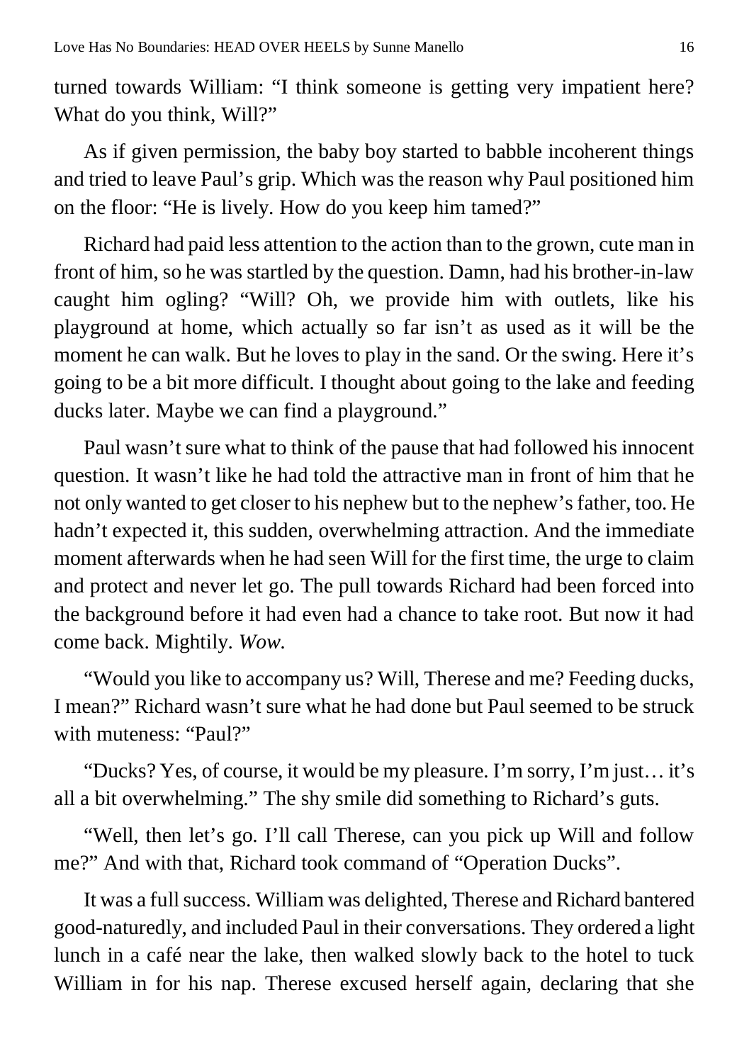turned towards William: “I think someone is getting very impatient here? What do you think, Will?”

As if given permission, the baby boy started to babble incoherent things and tried to leave Paul’s grip. Which was the reason why Paul positioned him on the floor: “He is lively. How do you keep him tamed?”

Richard had paid less attention to the action than to the grown, cute man in front of him, so he was startled by the question. Damn, had his brother-in-law caught him ogling? “Will? Oh, we provide him with outlets, like his playground at home, which actually so far isn’t as used as it will be the moment he can walk. But he loves to play in the sand. Or the swing. Here it’s going to be a bit more difficult. I thought about going to the lake and feeding ducks later. Maybe we can find a playground.”

Paul wasn’t sure what to think of the pause that had followed his innocent question. It wasn’t like he had told the attractive man in front of him that he not only wanted to get closer to his nephew but to the nephew’s father, too. He hadn’t expected it, this sudden, overwhelming attraction. And the immediate moment afterwards when he had seen Will for the first time, the urge to claim and protect and never let go. The pull towards Richard had been forced into the background before it had even had a chance to take root. But now it had come back. Mightily. *Wow.*

“Would you like to accompany us? Will, Therese and me? Feeding ducks, I mean?” Richard wasn’t sure what he had done but Paul seemed to be struck with muteness: “Paul?”

“Ducks? Yes, of course, it would be my pleasure. I’m sorry, I’m just… it’s all a bit overwhelming.” The shy smile did something to Richard’s guts.

“Well, then let’s go. I’ll call Therese, can you pick up Will and follow me?” And with that, Richard took command of “Operation Ducks”.

It was a full success. William was delighted, Therese and Richard bantered good-naturedly, and included Paul in their conversations. They ordered a light lunch in a café near the lake, then walked slowly back to the hotel to tuck William in for his nap. Therese excused herself again, declaring that she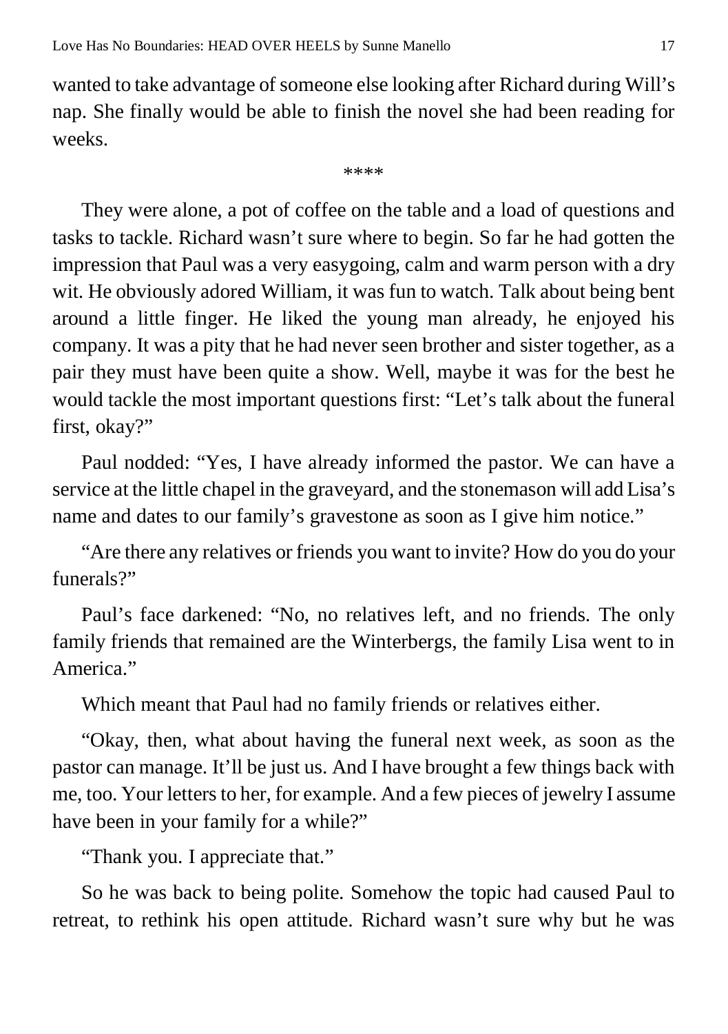wanted to take advantage of someone else looking after Richard during Will's nap. She finally would be able to finish the novel she had been reading for weeks.

****

They were alone, a pot of coffee on the table and a load of questions and tasks to tackle. Richard wasn't sure where to begin. So far he had gotten the impression that Paul was a very easygoing, calm and warm person with a dry wit. He obviously adored William, it was fun to watch. Talk about being bent around a little finger. He liked the young man already, he enjoyed his company. It was a pity that he had never seen brother and sister together, as a pair they must have been quite a show. Well, maybe it was for the best he would tackle the most important questions first: "Let's talk about the funeral first, okay?"

Paul nodded: "Yes, I have already informed the pastor. We can have a service at the little chapel in the graveyard, and the stonemason will add Lisa's name and dates to our family's gravestone as soon as I give him notice."

"Are there any relatives or friends you want to invite? How do you do your funerals?"

Paul's face darkened: "No, no relatives left, and no friends. The only family friends that remained are the Winterbergs, the family Lisa went to in America."

Which meant that Paul had no family friends or relatives either.

"Okay, then, what about having the funeral next week, as soon as the pastor can manage. It'll be just us. And I have brought a few things back with me, too. Your letters to her, for example. And a few pieces of jewelry I assume have been in your family for a while?"

"Thank you. I appreciate that."

So he was back to being polite. Somehow the topic had caused Paul to retreat, to rethink his open attitude. Richard wasn't sure why but he was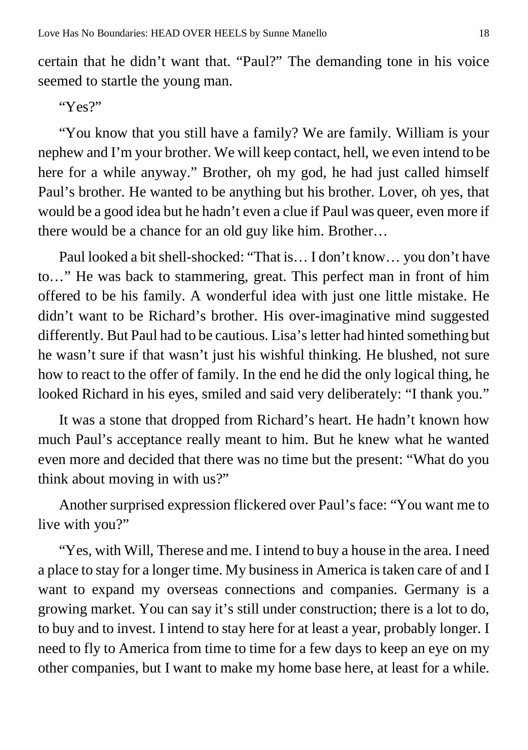certain that he didn't want that. "Paul?" The demanding tone in his voice seemed to startle the young man.

"Yes?"

"You know that you still have a family? We are family. William is your nephew and I'm your brother. We will keep contact, hell, we even intend to be here for a while anyway." Brother, oh my god, he had just called himself Paul's brother. He wanted to be anything but his brother. Lover, oh yes, that would be a good idea but he hadn't even a clue if Paul was queer, even more if there would be a chance for an old guy like him. Brother…

Paul looked a bit shell-shocked: "That is… I don't know… you don't have to…" He was back to stammering, great. This perfect man in front of him offered to be his family. A wonderful idea with just one little mistake. He didn't want to be Richard's brother. His over-imaginative mind suggested differently. But Paul had to be cautious. Lisa's letter had hinted something but he wasn't sure if that wasn't just his wishful thinking. He blushed, not sure how to react to the offer of family. In the end he did the only logical thing, he looked Richard in his eyes, smiled and said very deliberately: "I thank you."

It was a stone that dropped from Richard's heart. He hadn't known how much Paul's acceptance really meant to him. But he knew what he wanted even more and decided that there was no time but the present: "What do you think about moving in with us?"

Another surprised expression flickered over Paul's face: "You want me to live with you?"

"Yes, with Will, Therese and me. I intend to buy a house in the area. I need a place to stay for a longer time. My business in America is taken care of and I want to expand my overseas connections and companies. Germany is a growing market. You can say it's still under construction; there is a lot to do, to buy and to invest. I intend to stay here for at least a year, probably longer. I need to fly to America from time to time for a few days to keep an eye on my other companies, but I want to make my home base here, at least for a while.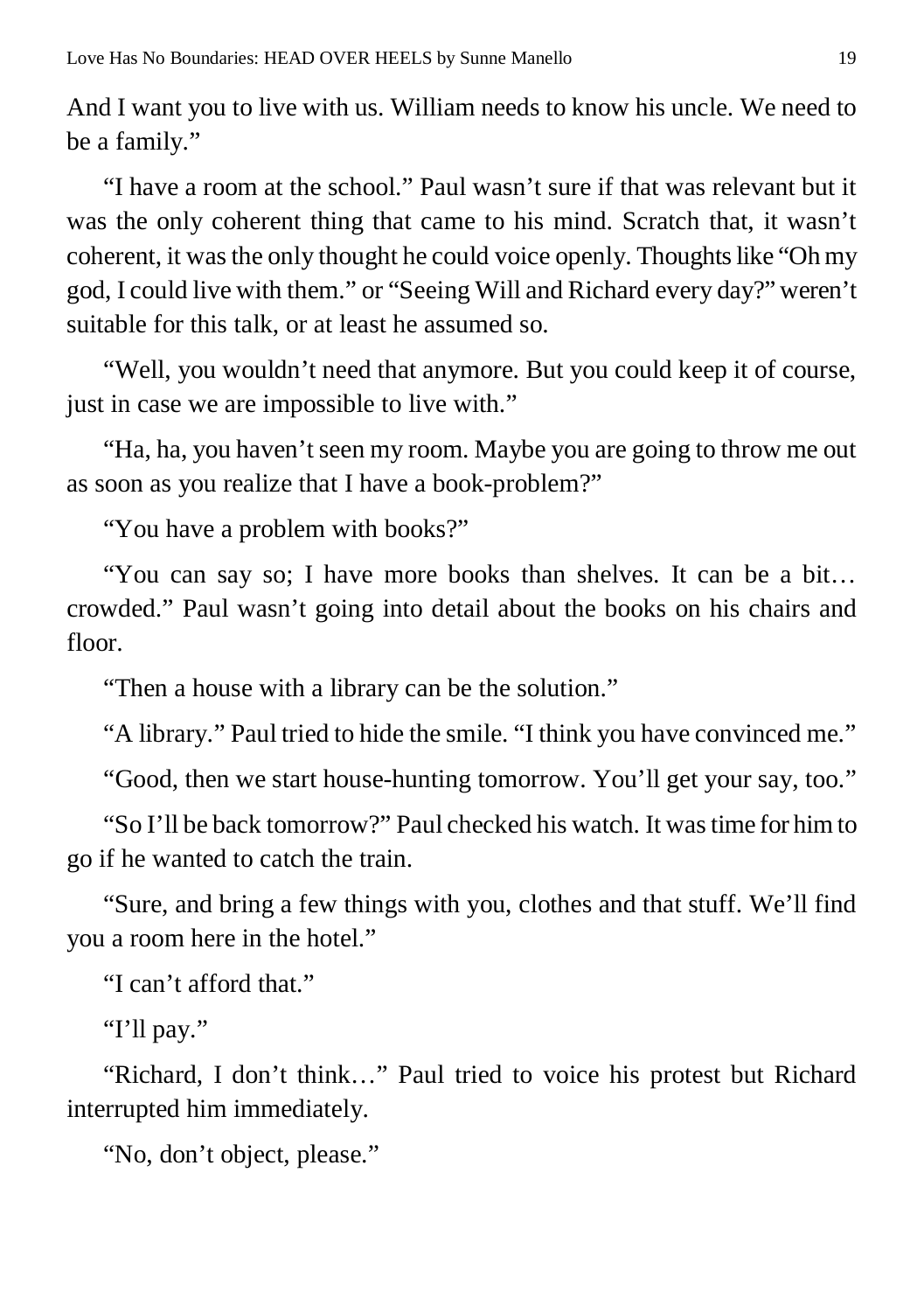And I want you to live with us. William needs to know his uncle. We need to be a family."

"I have a room at the school." Paul wasn't sure if that was relevant but it was the only coherent thing that came to his mind. Scratch that, it wasn't coherent, it was the only thought he could voice openly. Thoughts like "Oh my god, I could live with them." or "Seeing Will and Richard every day?" weren't suitable for this talk, or at least he assumed so.

"Well, you wouldn't need that anymore. But you could keep it of course, just in case we are impossible to live with."

"Ha, ha, you haven't seen my room. Maybe you are going to throw me out as soon as you realize that I have a book-problem?"

"You have a problem with books?"

"You can say so; I have more books than shelves. It can be a bit… crowded." Paul wasn't going into detail about the books on his chairs and floor.

"Then a house with a library can be the solution."

"A library." Paul tried to hide the smile. "I think you have convinced me."

"Good, then we start house-hunting tomorrow. You'll get your say, too."

"So I'll be back tomorrow?" Paul checked his watch. It was time for him to go if he wanted to catch the train.

"Sure, and bring a few things with you, clothes and that stuff. We'll find you a room here in the hotel."

"I can't afford that."

"I'll pay."

"Richard, I don't think…" Paul tried to voice his protest but Richard interrupted him immediately.

"No, don't object, please."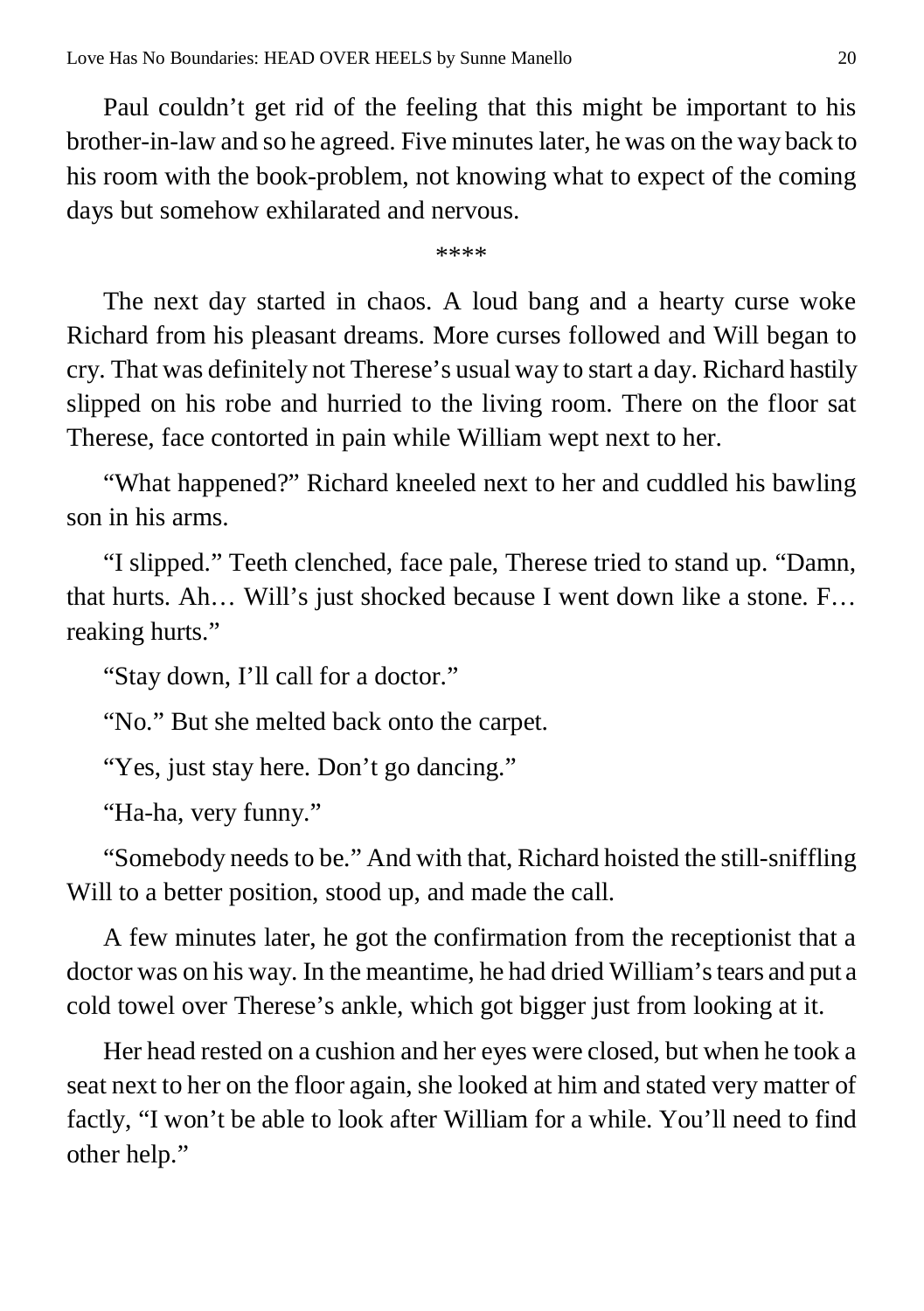Paul couldn't get rid of the feeling that this might be important to his brother-in-law and so he agreed. Five minutes later, he was on the way back to his room with the book-problem, not knowing what to expect of the coming days but somehow exhilarated and nervous.

\*\*\*\*

The next day started in chaos. A loud bang and a hearty curse woke Richard from his pleasant dreams. More curses followed and Will began to cry. That was definitely not Therese's usual way to start a day. Richard hastily slipped on his robe and hurried to the living room. There on the floor sat Therese, face contorted in pain while William wept next to her.

"What happened?" Richard kneeled next to her and cuddled his bawling son in his arms.

"I slipped." Teeth clenched, face pale, Therese tried to stand up. "Damn, that hurts. Ah… Will's just shocked because I went down like a stone. F… reaking hurts."

"Stay down, I'll call for a doctor."

"No." But she melted back onto the carpet.

"Yes, just stay here. Don't go dancing."

"Ha-ha, very funny."

"Somebody needs to be." And with that, Richard hoisted the still-sniffling Will to a better position, stood up, and made the call.

A few minutes later, he got the confirmation from the receptionist that a doctor was on his way. In the meantime, he had dried William's tears and put a cold towel over Therese's ankle, which got bigger just from looking at it.

Her head rested on a cushion and her eyes were closed, but when he took a seat next to her on the floor again, she looked at him and stated very matter of factly, "I won't be able to look after William for a while. You'll need to find other help."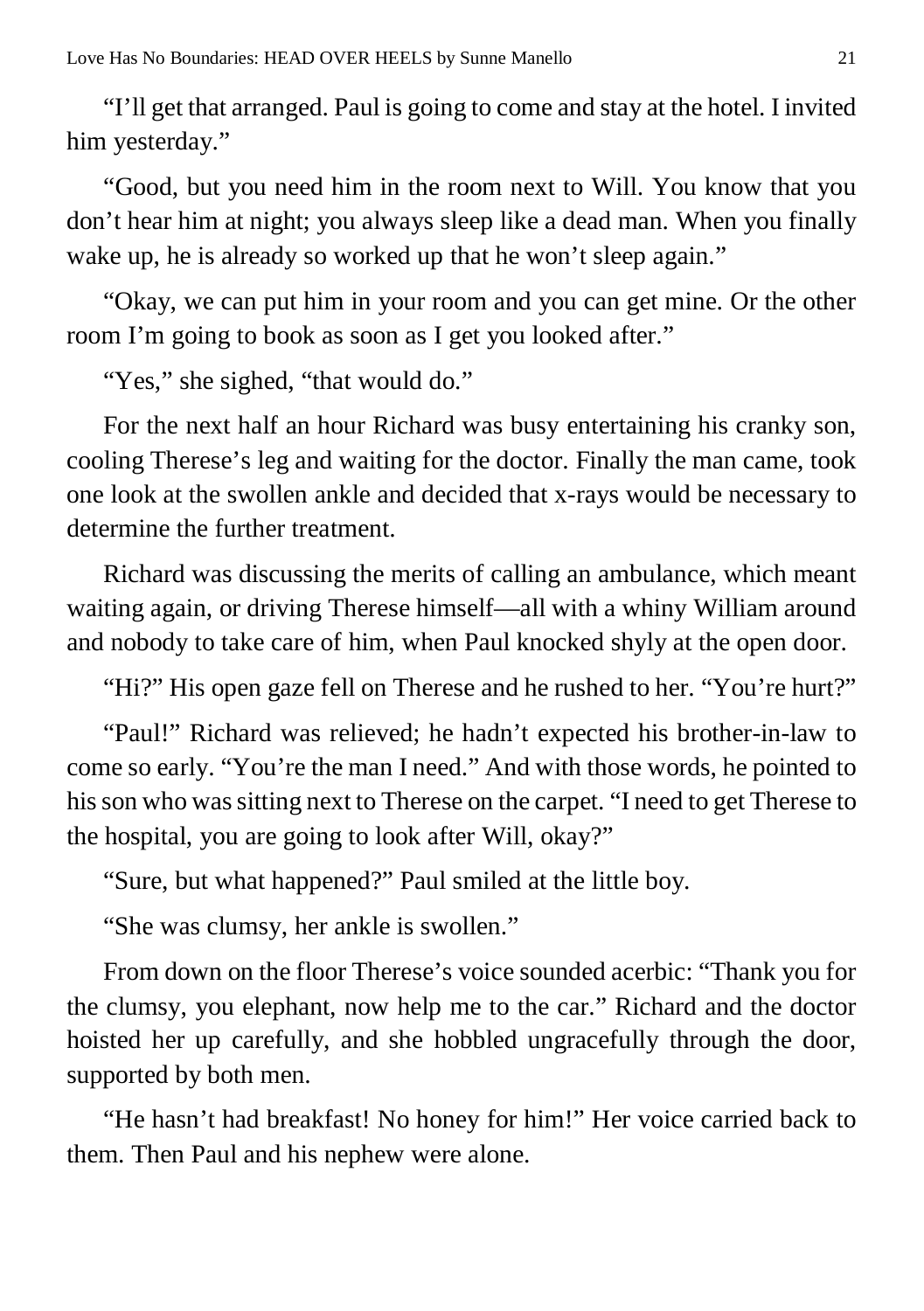"I'll get that arranged. Paul is going to come and stay at the hotel. I invited him yesterday."

"Good, but you need him in the room next to Will. You know that you don't hear him at night; you always sleep like a dead man. When you finally wake up, he is already so worked up that he won't sleep again."

"Okay, we can put him in your room and you can get mine. Or the other room I'm going to book as soon as I get you looked after."

"Yes," she sighed, "that would do."

For the next half an hour Richard was busy entertaining his cranky son, cooling Therese's leg and waiting for the doctor. Finally the man came, took one look at the swollen ankle and decided that x-rays would be necessary to determine the further treatment.

Richard was discussing the merits of calling an ambulance, which meant waiting again, or driving Therese himself—all with a whiny William around and nobody to take care of him, when Paul knocked shyly at the open door.

"Hi?" His open gaze fell on Therese and he rushed to her. "You're hurt?"

"Paul!" Richard was relieved; he hadn't expected his brother-in-law to come so early. "You're the man I need." And with those words, he pointed to his son who was sitting next to Therese on the carpet. "I need to get Therese to the hospital, you are going to look after Will, okay?"

"Sure, but what happened?" Paul smiled at the little boy.

"She was clumsy, her ankle is swollen."

From down on the floor Therese's voice sounded acerbic: "Thank you for the clumsy, you elephant, now help me to the car." Richard and the doctor hoisted her up carefully, and she hobbled ungracefully through the door, supported by both men.

"He hasn't had breakfast! No honey for him!" Her voice carried back to them. Then Paul and his nephew were alone.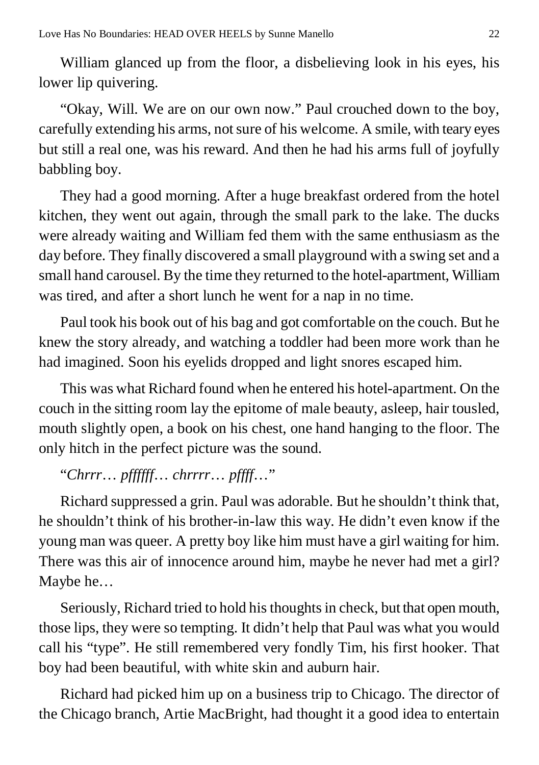William glanced up from the floor, a disbelieving look in his eyes, his lower lip quivering.

"Okay, Will. We are on our own now." Paul crouched down to the boy, carefully extending his arms, not sure of his welcome. A smile, with teary eyes but still a real one, was his reward. And then he had his arms full of joyfully babbling boy.

They had a good morning. After a huge breakfast ordered from the hotel kitchen, they went out again, through the small park to the lake. The ducks were already waiting and William fed them with the same enthusiasm as the day before. They finally discovered a small playground with a swing set and a small hand carousel. By the time they returned to the hotel-apartment, William was tired, and after a short lunch he went for a nap in no time.

Paul took his book out of his bag and got comfortable on the couch. But he knew the story already, and watching a toddler had been more work than he had imagined. Soon his eyelids dropped and light snores escaped him.

This was what Richard found when he entered his hotel-apartment. On the couch in the sitting room lay the epitome of male beauty, asleep, hair tousled, mouth slightly open, a book on his chest, one hand hanging to the floor. The only hitch in the perfect picture was the sound.

"*Chrrr… pffffff… chrrrr… pffff…*"

Richard suppressed a grin. Paul was adorable. But he shouldn't think that, he shouldn't think of his brother-in-law this way. He didn't even know if the young man was queer. A pretty boy like him must have a girl waiting for him. There was this air of innocence around him, maybe he never had met a girl? Maybe he…

Seriously, Richard tried to hold his thoughts in check, but that open mouth, those lips, they were so tempting. It didn't help that Paul was what you would call his "type". He still remembered very fondly Tim, his first hooker. That boy had been beautiful, with white skin and auburn hair.

Richard had picked him up on a business trip to Chicago. The director of the Chicago branch, Artie MacBright, had thought it a good idea to entertain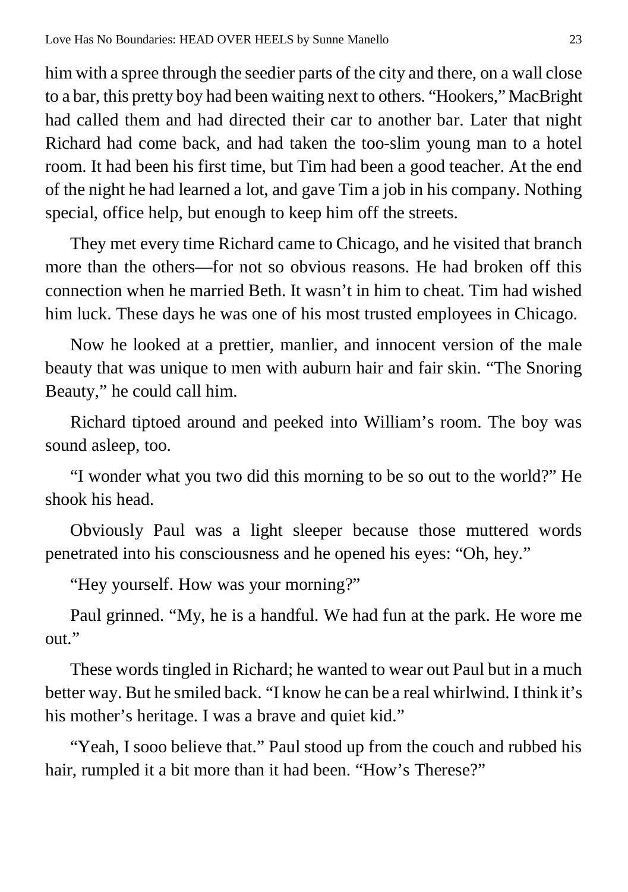him with a spree through the seedier parts of the city and there, on a wall close to a bar, this pretty boy had been waiting next to others. "Hookers," MacBright had called them and had directed their car to another bar. Later that night Richard had come back, and had taken the too-slim young man to a hotel room. It had been his first time, but Tim had been a good teacher. At the end of the night he had learned a lot, and gave Tim a job in his company. Nothing special, office help, but enough to keep him off the streets.

They met every time Richard came to Chicago, and he visited that branch more than the others—for not so obvious reasons. He had broken off this connection when he married Beth. It wasn't in him to cheat. Tim had wished him luck. These days he was one of his most trusted employees in Chicago.

Now he looked at a prettier, manlier, and innocent version of the male beauty that was unique to men with auburn hair and fair skin. "The Snoring Beauty," he could call him.

Richard tiptoed around and peeked into William's room. The boy was sound asleep, too.

"I wonder what you two did this morning to be so out to the world?" He shook his head.

Obviously Paul was a light sleeper because those muttered words penetrated into his consciousness and he opened his eyes: "Oh, hey."

"Hey yourself. How was your morning?"

Paul grinned. "My, he is a handful. We had fun at the park. He wore me out."

These words tingled in Richard; he wanted to wear out Paul but in a much better way. But he smiled back. "I know he can be a real whirlwind. I think it's his mother's heritage. I was a brave and quiet kid."

"Yeah, I sooo believe that." Paul stood up from the couch and rubbed his hair, rumpled it a bit more than it had been. "How's Therese?"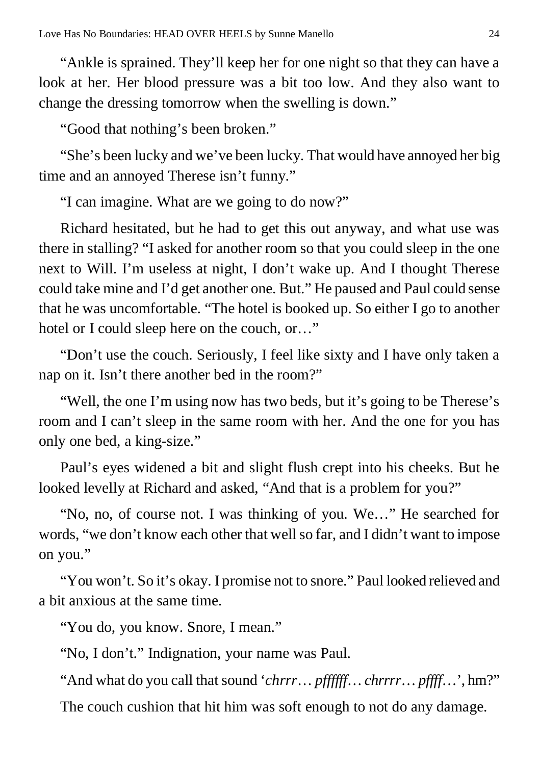"Ankle is sprained. They'll keep her for one night so that they can have a look at her. Her blood pressure was a bit too low. And they also want to change the dressing tomorrow when the swelling is down."

"Good that nothing's been broken."

"She's been lucky and we've been lucky. That would have annoyed her big time and an annoyed Therese isn't funny."

"I can imagine. What are we going to do now?"

Richard hesitated, but he had to get this out anyway, and what use was there in stalling? "I asked for another room so that you could sleep in the one next to Will. I'm useless at night, I don't wake up. And I thought Therese could take mine and I'd get another one. But." He paused and Paul could sense that he was uncomfortable. "The hotel is booked up. So either I go to another hotel or I could sleep here on the couch, or…"

"Don't use the couch. Seriously, I feel like sixty and I have only taken a nap on it. Isn't there another bed in the room?"

"Well, the one I'm using now has two beds, but it's going to be Therese's room and I can't sleep in the same room with her. And the one for you has only one bed, a king-size."

Paul's eyes widened a bit and slight flush crept into his cheeks. But he looked levelly at Richard and asked, "And that is a problem for you?"

"No, no, of course not. I was thinking of you. We…" He searched for words, "we don't know each other that well so far, and I didn't want to impose on you."

"You won't. So it's okay. I promise not to snore." Paul looked relieved and a bit anxious at the same time.

"You do, you know. Snore, I mean."

"No, I don't." Indignation, your name was Paul.

"And what do you call that sound '*chrrr… pffffff… chrrrr… pffff…*', hm?"

The couch cushion that hit him was soft enough to not do any damage.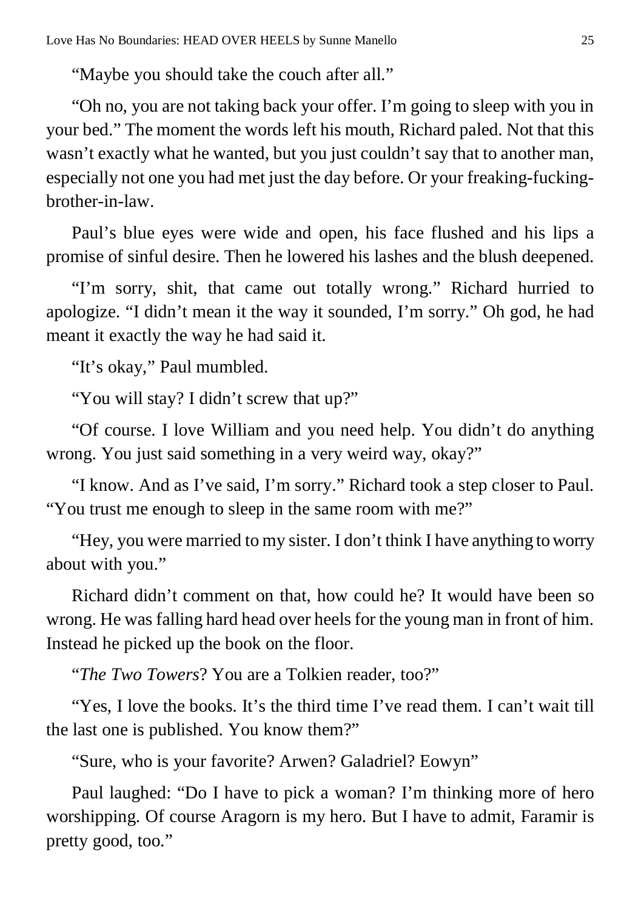"Maybe you should take the couch after all."

"Oh no, you are not taking back your offer. I'm going to sleep with you in your bed." The moment the words left his mouth, Richard paled. Not that this wasn't exactly what he wanted, but you just couldn't say that to another man, especially not one you had met just the day before. Or your freaking-fucking-brother-in-law.

Paul's blue eyes were wide and open, his face flushed and his lips a promise of sinful desire. Then he lowered his lashes and the blush deepened.

"I'm sorry, shit, that came out totally wrong." Richard hurried to apologize. "I didn't mean it the way it sounded, I'm sorry." Oh god, he had meant it exactly the way he had said it.

"It's okay," Paul mumbled.

"You will stay? I didn't screw that up?"

"Of course. I love William and you need help. You didn't do anything wrong. You just said something in a very weird way, okay?"

"I know. And as I've said, I'm sorry." Richard took a step closer to Paul. "You trust me enough to sleep in the same room with me?"

"Hey, you were married to my sister. I don't think I have anything to worry about with you."

Richard didn't comment on that, how could he? It would have been so wrong. He was falling hard head over heels for the young man in front of him. Instead he picked up the book on the floor.

"*The Two Towers*? You are a Tolkien reader, too?"

"Yes, I love the books. It's the third time I've read them. I can't wait till the last one is published. You know them?"

"Sure, who is your favorite? Arwen? Galadriel? Eowyn"

Paul laughed: "Do I have to pick a woman? I'm thinking more of hero worshipping. Of course Aragorn is my hero. But I have to admit, Faramir is pretty good, too."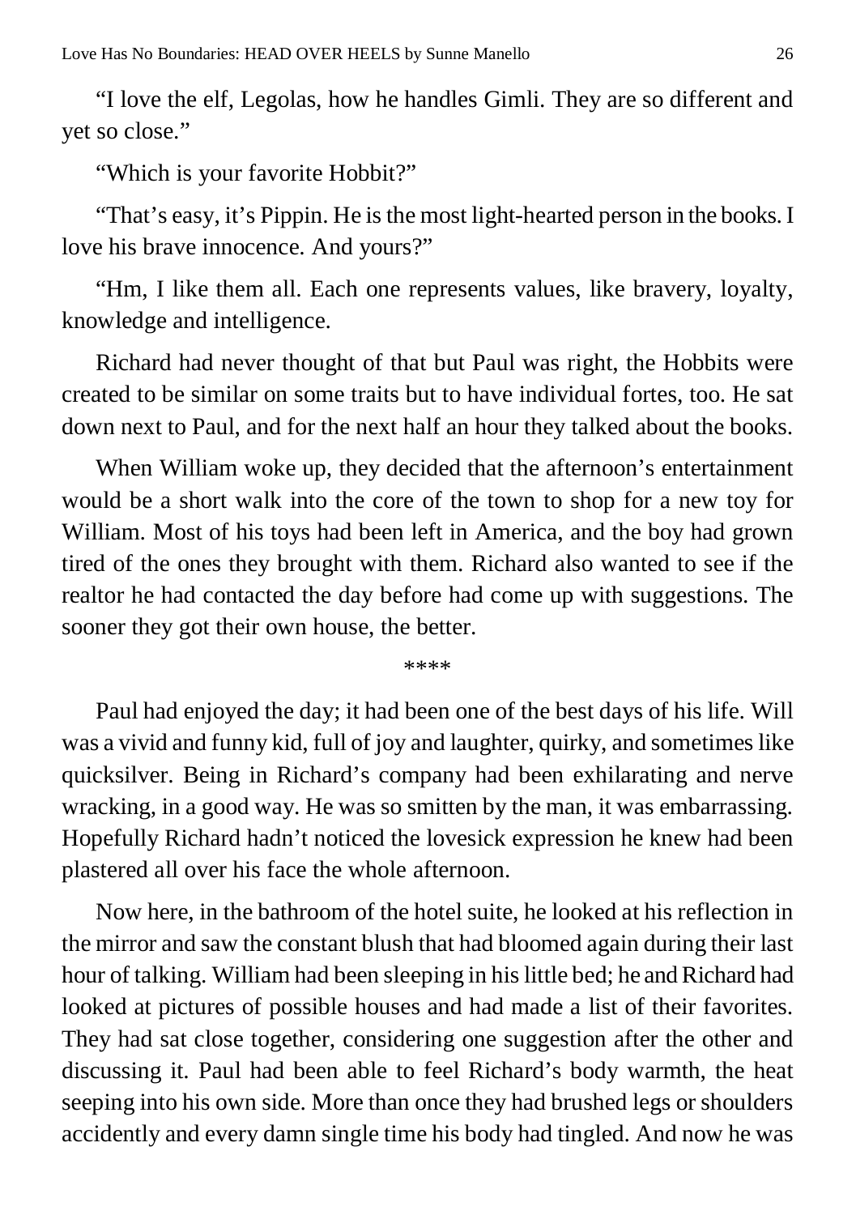"I love the elf, Legolas, how he handles Gimli. They are so different and yet so close."

"Which is your favorite Hobbit?"

"That's easy, it's Pippin. He is the most light-hearted person in the books. I love his brave innocence. And yours?"

"Hm, I like them all. Each one represents values, like bravery, loyalty, knowledge and intelligence.

Richard had never thought of that but Paul was right, the Hobbits were created to be similar on some traits but to have individual fortes, too. He sat down next to Paul, and for the next half an hour they talked about the books.

When William woke up, they decided that the afternoon's entertainment would be a short walk into the core of the town to shop for a new toy for William. Most of his toys had been left in America, and the boy had grown tired of the ones they brought with them. Richard also wanted to see if the realtor he had contacted the day before had come up with suggestions. The sooner they got their own house, the better.

\*\*\*\*

Paul had enjoyed the day; it had been one of the best days of his life. Will was a vivid and funny kid, full of joy and laughter, quirky, and sometimes like quicksilver. Being in Richard's company had been exhilarating and nerve wracking, in a good way. He was so smitten by the man, it was embarrassing. Hopefully Richard hadn't noticed the lovesick expression he knew had been plastered all over his face the whole afternoon.

Now here, in the bathroom of the hotel suite, he looked at his reflection in the mirror and saw the constant blush that had bloomed again during their last hour of talking. William had been sleeping in his little bed; he and Richard had looked at pictures of possible houses and had made a list of their favorites. They had sat close together, considering one suggestion after the other and discussing it. Paul had been able to feel Richard's body warmth, the heat seeping into his own side. More than once they had brushed legs or shoulders accidently and every damn single time his body had tingled. And now he was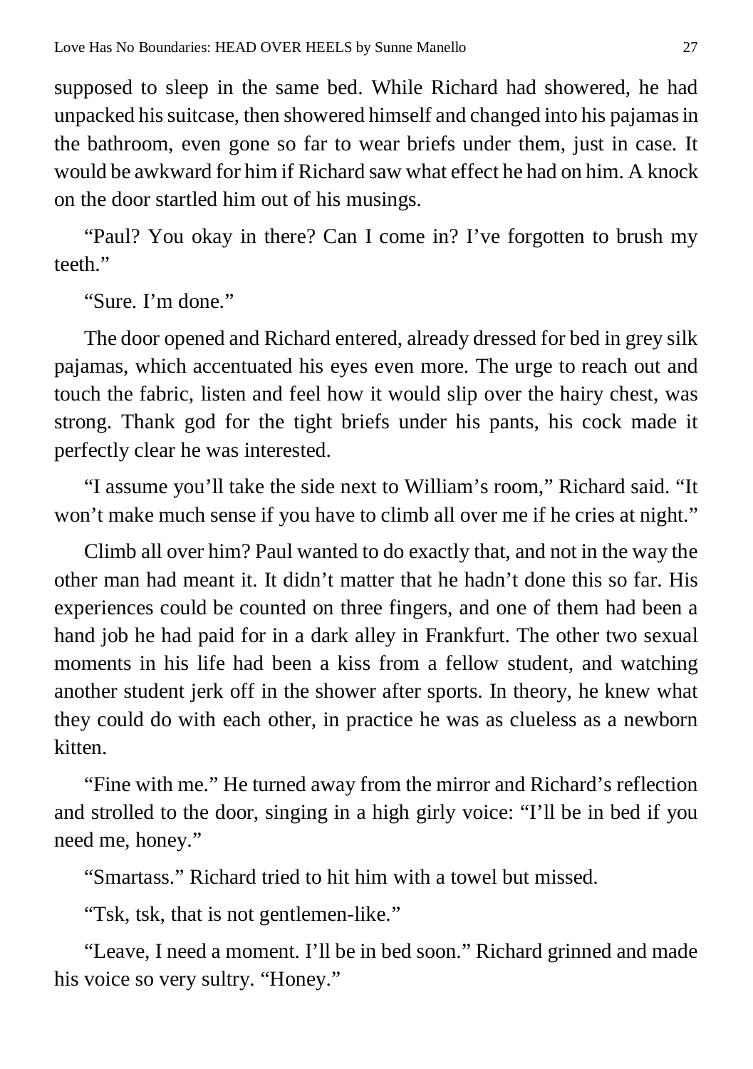supposed to sleep in the same bed. While Richard had showered, he had unpacked his suitcase, then showered himself and changed into his pajamas in the bathroom, even gone so far to wear briefs under them, just in case. It would be awkward for him if Richard saw what effect he had on him. A knock on the door startled him out of his musings.

“Paul? You okay in there? Can I come in? I’ve forgotten to brush my teeth.”

“Sure. I’m done.”

The door opened and Richard entered, already dressed for bed in grey silk pajamas, which accentuated his eyes even more. The urge to reach out and touch the fabric, listen and feel how it would slip over the hairy chest, was strong. Thank god for the tight briefs under his pants, his cock made it perfectly clear he was interested.

“I assume you’ll take the side next to William’s room,” Richard said. “It won’t make much sense if you have to climb all over me if he cries at night.”

Climb all over him? Paul wanted to do exactly that, and not in the way the other man had meant it. It didn’t matter that he hadn’t done this so far. His experiences could be counted on three fingers, and one of them had been a hand job he had paid for in a dark alley in Frankfurt. The other two sexual moments in his life had been a kiss from a fellow student, and watching another student jerk off in the shower after sports. In theory, he knew what they could do with each other, in practice he was as clueless as a newborn kitten.

“Fine with me.” He turned away from the mirror and Richard’s reflection and strolled to the door, singing in a high girly voice: “I’ll be in bed if you need me, honey.”

“Smartass.” Richard tried to hit him with a towel but missed.

“Tsk, tsk, that is not gentlemen-like.”

“Leave, I need a moment. I’ll be in bed soon.” Richard grinned and made his voice so very sultry. “Honey.”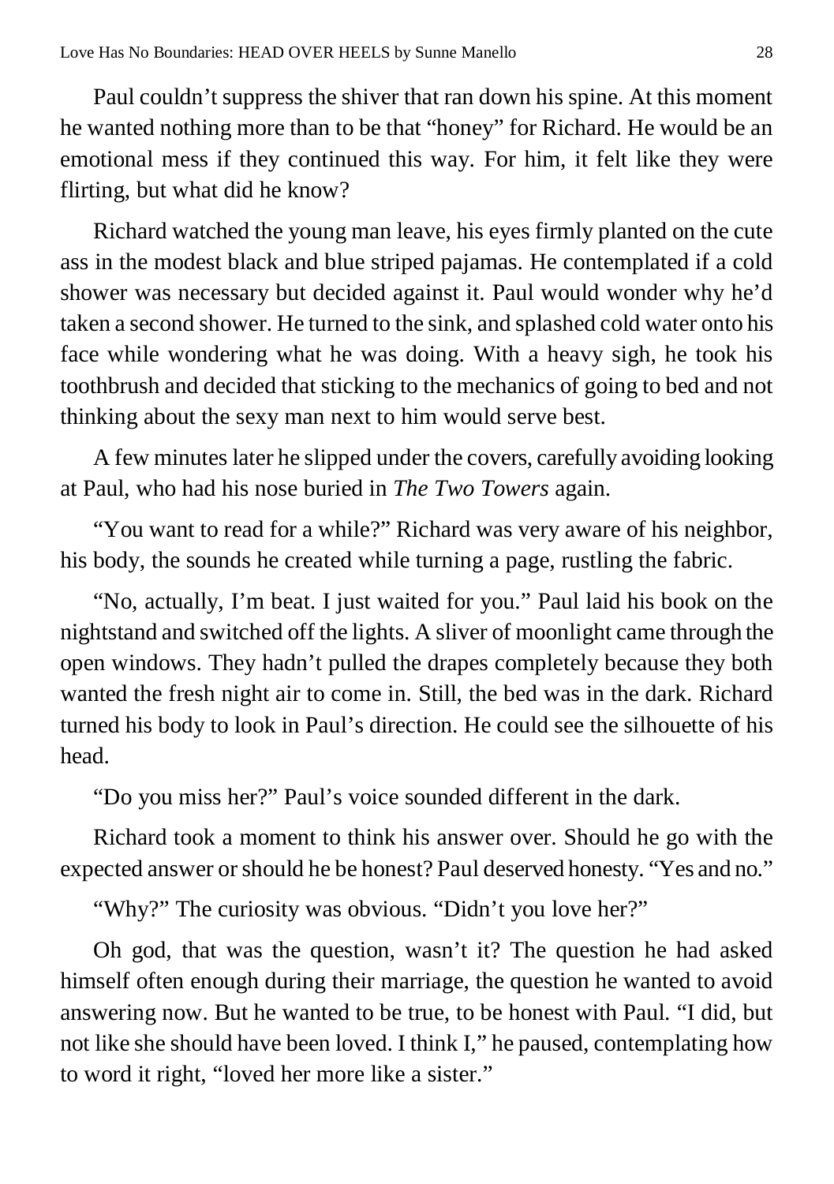Paul couldn't suppress the shiver that ran down his spine. At this moment he wanted nothing more than to be that "honey" for Richard. He would be an emotional mess if they continued this way. For him, it felt like they were flirting, but what did he know?

Richard watched the young man leave, his eyes firmly planted on the cute ass in the modest black and blue striped pajamas. He contemplated if a cold shower was necessary but decided against it. Paul would wonder why he'd taken a second shower. He turned to the sink, and splashed cold water onto his face while wondering what he was doing. With a heavy sigh, he took his toothbrush and decided that sticking to the mechanics of going to bed and not thinking about the sexy man next to him would serve best.

A few minutes later he slipped under the covers, carefully avoiding looking at Paul, who had his nose buried in *The Two Towers* again.

"You want to read for a while?" Richard was very aware of his neighbor, his body, the sounds he created while turning a page, rustling the fabric.

"No, actually, I'm beat. I just waited for you." Paul laid his book on the nightstand and switched off the lights. A sliver of moonlight came through the open windows. They hadn't pulled the drapes completely because they both wanted the fresh night air to come in. Still, the bed was in the dark. Richard turned his body to look in Paul's direction. He could see the silhouette of his head.

"Do you miss her?" Paul's voice sounded different in the dark.

Richard took a moment to think his answer over. Should he go with the expected answer or should he be honest? Paul deserved honesty. "Yes and no."

"Why?" The curiosity was obvious. "Didn't you love her?"

Oh god, that was the question, wasn't it? The question he had asked himself often enough during their marriage, the question he wanted to avoid answering now. But he wanted to be true, to be honest with Paul. "I did, but not like she should have been loved. I think I," he paused, contemplating how to word it right, "loved her more like a sister."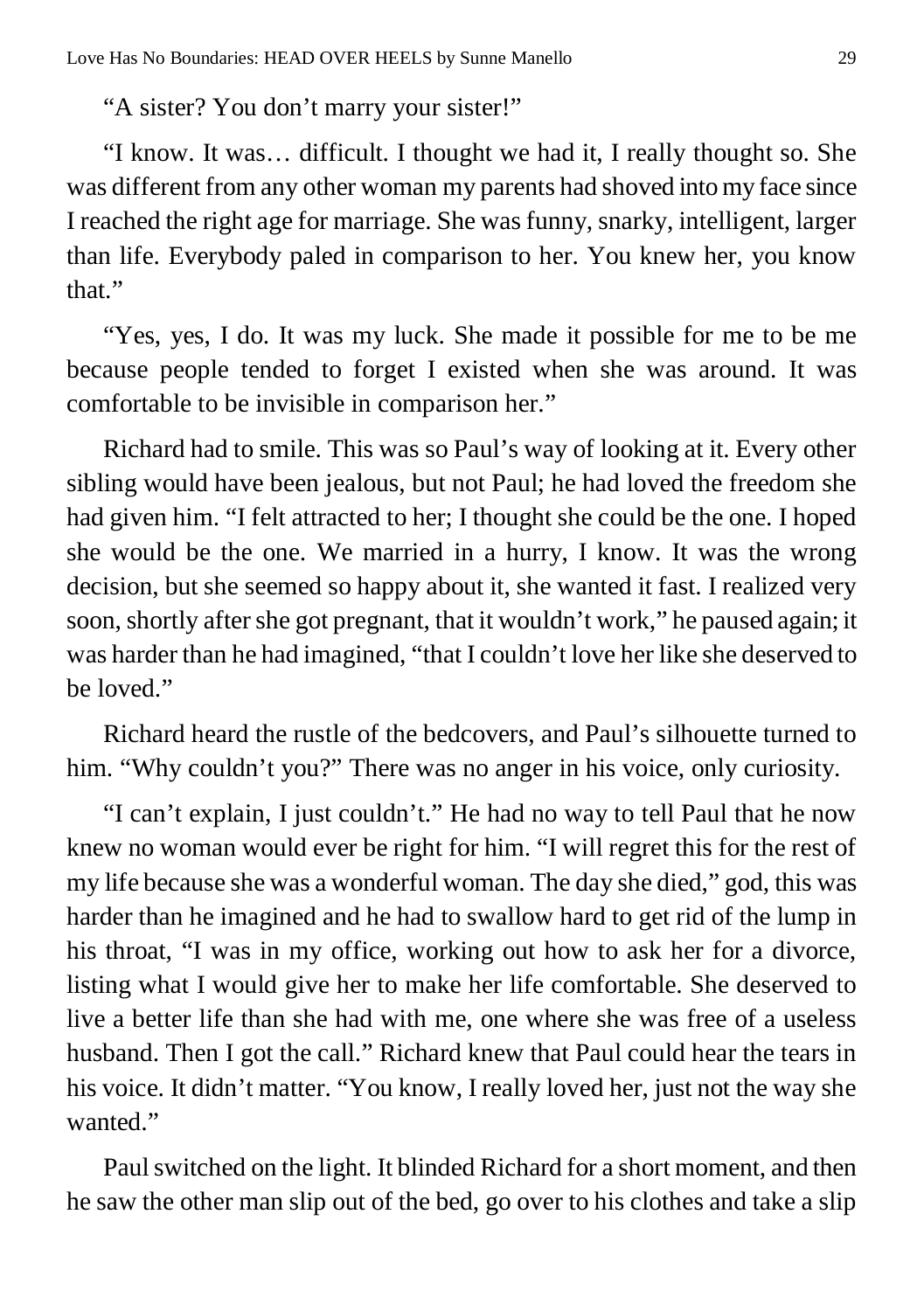"A sister? You don't marry your sister!"

"I know. It was… difficult. I thought we had it, I really thought so. She was different from any other woman my parents had shoved into my face since I reached the right age for marriage. She was funny, snarky, intelligent, larger than life. Everybody paled in comparison to her. You knew her, you know that."

"Yes, yes, I do. It was my luck. She made it possible for me to be me because people tended to forget I existed when she was around. It was comfortable to be invisible in comparison her."

Richard had to smile. This was so Paul's way of looking at it. Every other sibling would have been jealous, but not Paul; he had loved the freedom she had given him. "I felt attracted to her; I thought she could be the one. I hoped she would be the one. We married in a hurry, I know. It was the wrong decision, but she seemed so happy about it, she wanted it fast. I realized very soon, shortly after she got pregnant, that it wouldn't work," he paused again; it was harder than he had imagined, "that I couldn't love her like she deserved to be loved."

Richard heard the rustle of the bedcovers, and Paul's silhouette turned to him. "Why couldn't you?" There was no anger in his voice, only curiosity.

"I can't explain, I just couldn't." He had no way to tell Paul that he now knew no woman would ever be right for him. "I will regret this for the rest of my life because she was a wonderful woman. The day she died," god, this was harder than he imagined and he had to swallow hard to get rid of the lump in his throat, "I was in my office, working out how to ask her for a divorce, listing what I would give her to make her life comfortable. She deserved to live a better life than she had with me, one where she was free of a useless husband. Then I got the call." Richard knew that Paul could hear the tears in his voice. It didn't matter. "You know, I really loved her, just not the way she wanted."

Paul switched on the light. It blinded Richard for a short moment, and then he saw the other man slip out of the bed, go over to his clothes and take a slip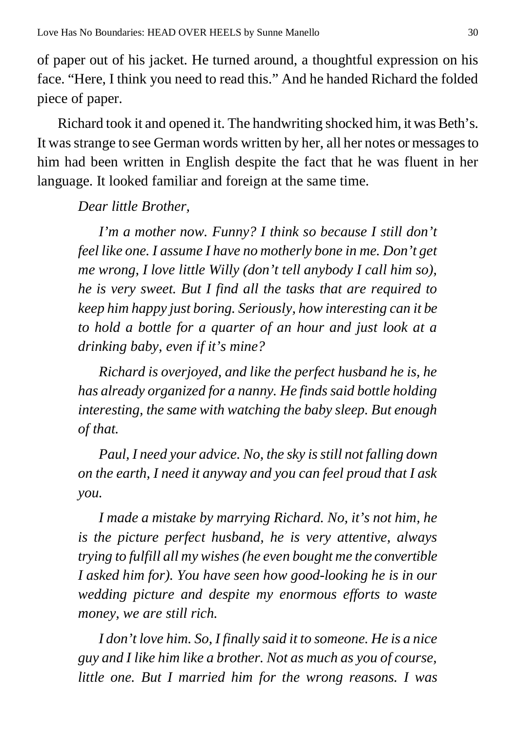of paper out of his jacket. He turned around, a thoughtful expression on his face. “Here, I think you need to read this.” And he handed Richard the folded piece of paper.

Richard took it and opened it. The handwriting shocked him, it was Beth’s. It was strange to see German words written by her, all her notes or messages to him had been written in English despite the fact that he was fluent in her language. It looked familiar and foreign at the same time.

*Dear little Brother,*

*I’m a mother now. Funny? I think so because I still don’t feel like one. I assume I have no motherly bone in me. Don’t get me wrong, I love little Willy (don’t tell anybody I call him so), he is very sweet. But I find all the tasks that are required to keep him happy just boring. Seriously, how interesting can it be to hold a bottle for a quarter of an hour and just look at a drinking baby, even if it’s mine?*

*Richard is overjoyed, and like the perfect husband he is, he has already organized for a nanny. He finds said bottle holding interesting, the same with watching the baby sleep. But enough of that.*

*Paul, I need your advice. No, the sky is still not falling down on the earth, I need it anyway and you can feel proud that I ask you.*

*I made a mistake by marrying Richard. No, it’s not him, he is the picture perfect husband, he is very attentive, always trying to fulfill all my wishes (he even bought me the convertible I asked him for). You have seen how good-looking he is in our wedding picture and despite my enormous efforts to waste money, we are still rich.*

*I don’t love him. So, I finally said it to someone. He is a nice guy and I like him like a brother. Not as much as you of course, little one. But I married him for the wrong reasons. I was*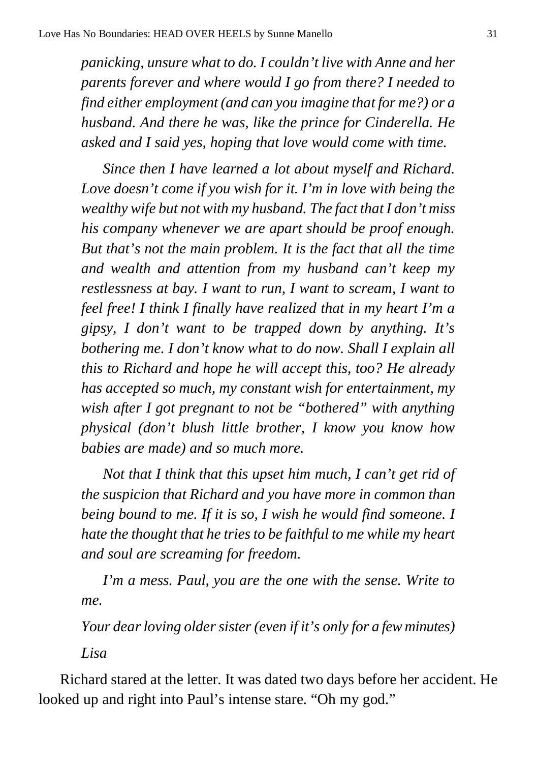*panicking, unsure what to do. I couldn't live with Anne and her parents forever and where would I go from there? I needed to find either employment (and can you imagine that for me?) or a husband. And there he was, like the prince for Cinderella. He asked and I said yes, hoping that love would come with time.*

*Since then I have learned a lot about myself and Richard. Love doesn't come if you wish for it. I'm in love with being the wealthy wife but not with my husband. The fact that I don't miss his company whenever we are apart should be proof enough. But that's not the main problem. It is the fact that all the time and wealth and attention from my husband can't keep my restlessness at bay. I want to run, I want to scream, I want to feel free! I think I finally have realized that in my heart I'm a gipsy, I don't want to be trapped down by anything. It's bothering me. I don't know what to do now. Shall I explain all this to Richard and hope he will accept this, too? He already has accepted so much, my constant wish for entertainment, my wish after I got pregnant to not be "bothered" with anything physical (don't blush little brother, I know you know how babies are made) and so much more.*

*Not that I think that this upset him much, I can't get rid of the suspicion that Richard and you have more in common than being bound to me. If it is so, I wish he would find someone. I hate the thought that he tries to be faithful to me while my heart and soul are screaming for freedom.*

*I'm a mess. Paul, you are the one with the sense. Write to me.*

*Your dear loving older sister (even if it's only for a few minutes)*

*Lisa*

Richard stared at the letter. It was dated two days before her accident. He looked up and right into Paul's intense stare. "Oh my god."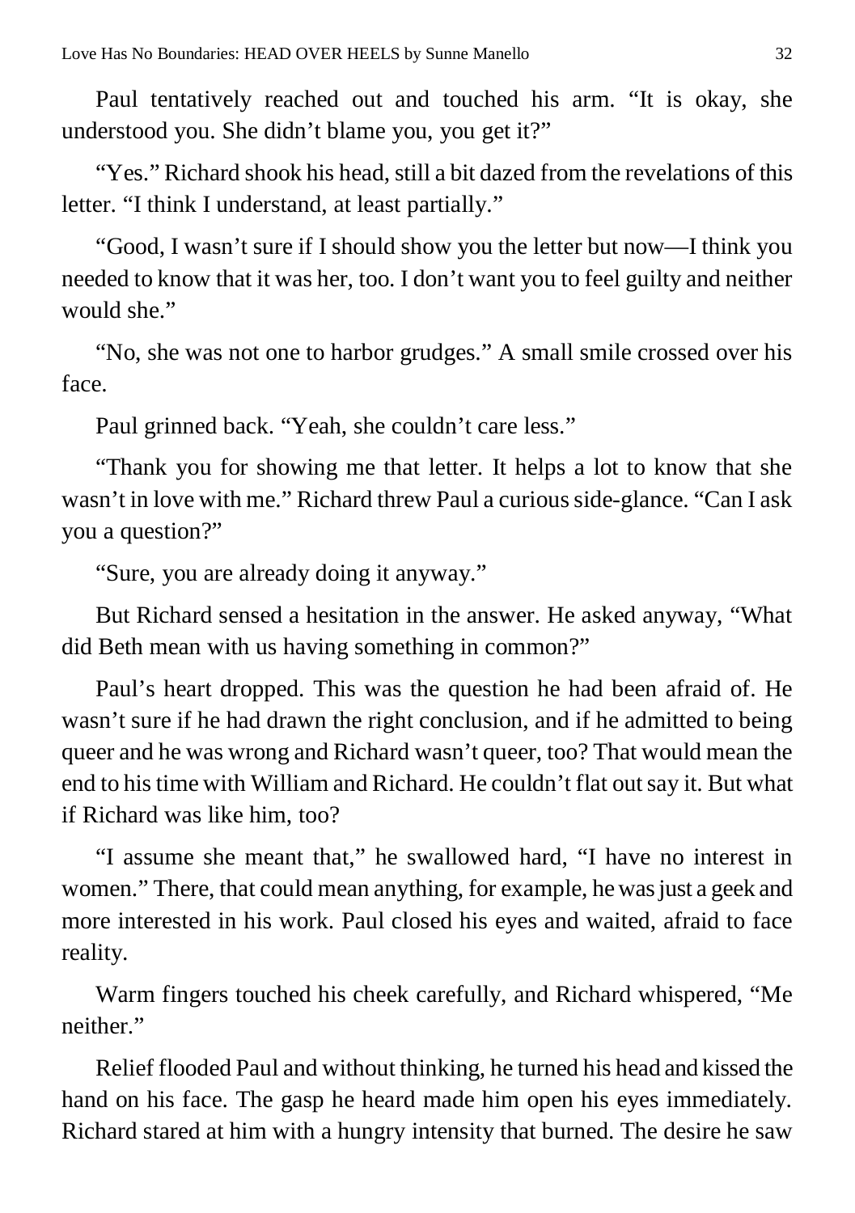Paul tentatively reached out and touched his arm. “It is okay, she understood you. She didn’t blame you, you get it?”

“Yes.” Richard shook his head, still a bit dazed from the revelations of this letter. “I think I understand, at least partially.”

“Good, I wasn’t sure if I should show you the letter but now—I think you needed to know that it was her, too. I don’t want you to feel guilty and neither would she.”

“No, she was not one to harbor grudges.” A small smile crossed over his face.

Paul grinned back. “Yeah, she couldn’t care less.”

“Thank you for showing me that letter. It helps a lot to know that she wasn’t in love with me.” Richard threw Paul a curious side-glance. “Can I ask you a question?”

“Sure, you are already doing it anyway.”

But Richard sensed a hesitation in the answer. He asked anyway, “What did Beth mean with us having something in common?”

Paul’s heart dropped. This was the question he had been afraid of. He wasn’t sure if he had drawn the right conclusion, and if he admitted to being queer and he was wrong and Richard wasn’t queer, too? That would mean the end to his time with William and Richard. He couldn’t flat out say it. But what if Richard was like him, too?

“I assume she meant that,” he swallowed hard, “I have no interest in women.” There, that could mean anything, for example, he was just a geek and more interested in his work. Paul closed his eyes and waited, afraid to face reality.

Warm fingers touched his cheek carefully, and Richard whispered, “Me neither.”

Relief flooded Paul and without thinking, he turned his head and kissed the hand on his face. The gasp he heard made him open his eyes immediately. Richard stared at him with a hungry intensity that burned. The desire he saw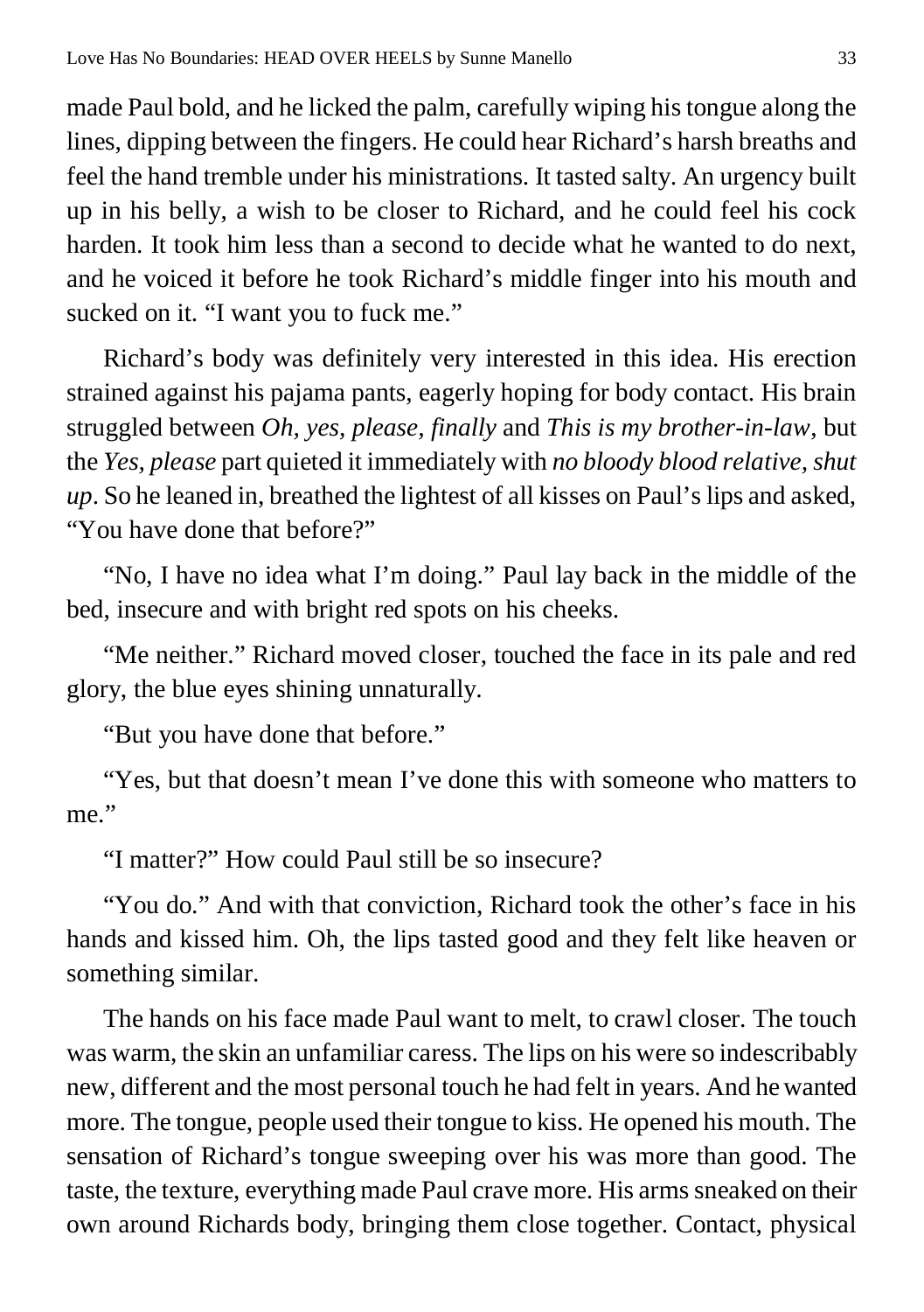made Paul bold, and he licked the palm, carefully wiping his tongue along the lines, dipping between the fingers. He could hear Richard's harsh breaths and feel the hand tremble under his ministrations. It tasted salty. An urgency built up in his belly, a wish to be closer to Richard, and he could feel his cock harden. It took him less than a second to decide what he wanted to do next, and he voiced it before he took Richard's middle finger into his mouth and sucked on it. "I want you to fuck me."

Richard's body was definitely very interested in this idea. His erection strained against his pajama pants, eagerly hoping for body contact. His brain struggled between *Oh, yes, please, finally* and *This is my brother-in-law*, but the *Yes, please* part quieted it immediately with *no bloody blood relative, shut up*. So he leaned in, breathed the lightest of all kisses on Paul's lips and asked, "You have done that before?"

"No, I have no idea what I'm doing." Paul lay back in the middle of the bed, insecure and with bright red spots on his cheeks.

"Me neither." Richard moved closer, touched the face in its pale and red glory, the blue eyes shining unnaturally.

"But you have done that before."

"Yes, but that doesn't mean I've done this with someone who matters to me."

"I matter?" How could Paul still be so insecure?

"You do." And with that conviction, Richard took the other's face in his hands and kissed him. Oh, the lips tasted good and they felt like heaven or something similar.

The hands on his face made Paul want to melt, to crawl closer. The touch was warm, the skin an unfamiliar caress. The lips on his were so indescribably new, different and the most personal touch he had felt in years. And he wanted more. The tongue, people used their tongue to kiss. He opened his mouth. The sensation of Richard's tongue sweeping over his was more than good. The taste, the texture, everything made Paul crave more. His arms sneaked on their own around Richards body, bringing them close together. Contact, physical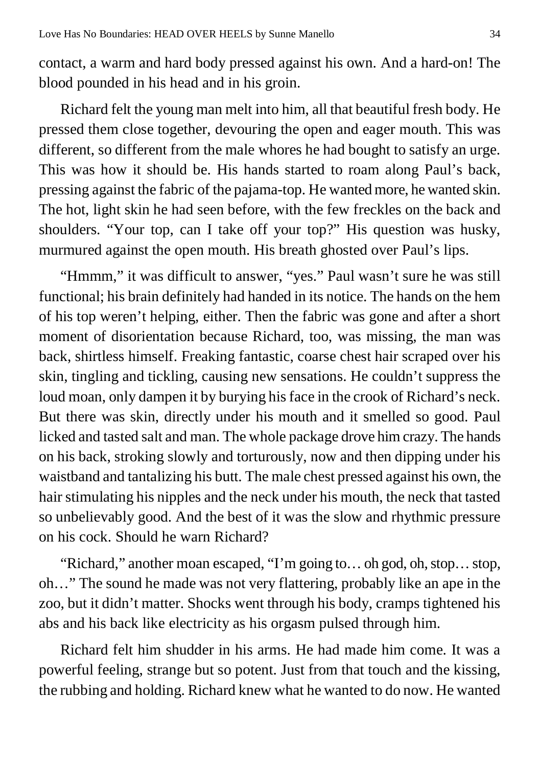contact, a warm and hard body pressed against his own. And a hard-on! The blood pounded in his head and in his groin.

Richard felt the young man melt into him, all that beautiful fresh body. He pressed them close together, devouring the open and eager mouth. This was different, so different from the male whores he had bought to satisfy an urge. This was how it should be. His hands started to roam along Paul's back, pressing against the fabric of the pajama-top. He wanted more, he wanted skin. The hot, light skin he had seen before, with the few freckles on the back and shoulders. "Your top, can I take off your top?" His question was husky, murmured against the open mouth. His breath ghosted over Paul's lips.

"Hmmm," it was difficult to answer, "yes." Paul wasn't sure he was still functional; his brain definitely had handed in its notice. The hands on the hem of his top weren't helping, either. Then the fabric was gone and after a short moment of disorientation because Richard, too, was missing, the man was back, shirtless himself. Freaking fantastic, coarse chest hair scraped over his skin, tingling and tickling, causing new sensations. He couldn't suppress the loud moan, only dampen it by burying his face in the crook of Richard's neck. But there was skin, directly under his mouth and it smelled so good. Paul licked and tasted salt and man. The whole package drove him crazy. The hands on his back, stroking slowly and torturously, now and then dipping under his waistband and tantalizing his butt. The male chest pressed against his own, the hair stimulating his nipples and the neck under his mouth, the neck that tasted so unbelievably good. And the best of it was the slow and rhythmic pressure on his cock. Should he warn Richard?

"Richard," another moan escaped, "I'm going to… oh god, oh, stop… stop, oh…" The sound he made was not very flattering, probably like an ape in the zoo, but it didn't matter. Shocks went through his body, cramps tightened his abs and his back like electricity as his orgasm pulsed through him.

Richard felt him shudder in his arms. He had made him come. It was a powerful feeling, strange but so potent. Just from that touch and the kissing, the rubbing and holding. Richard knew what he wanted to do now. He wanted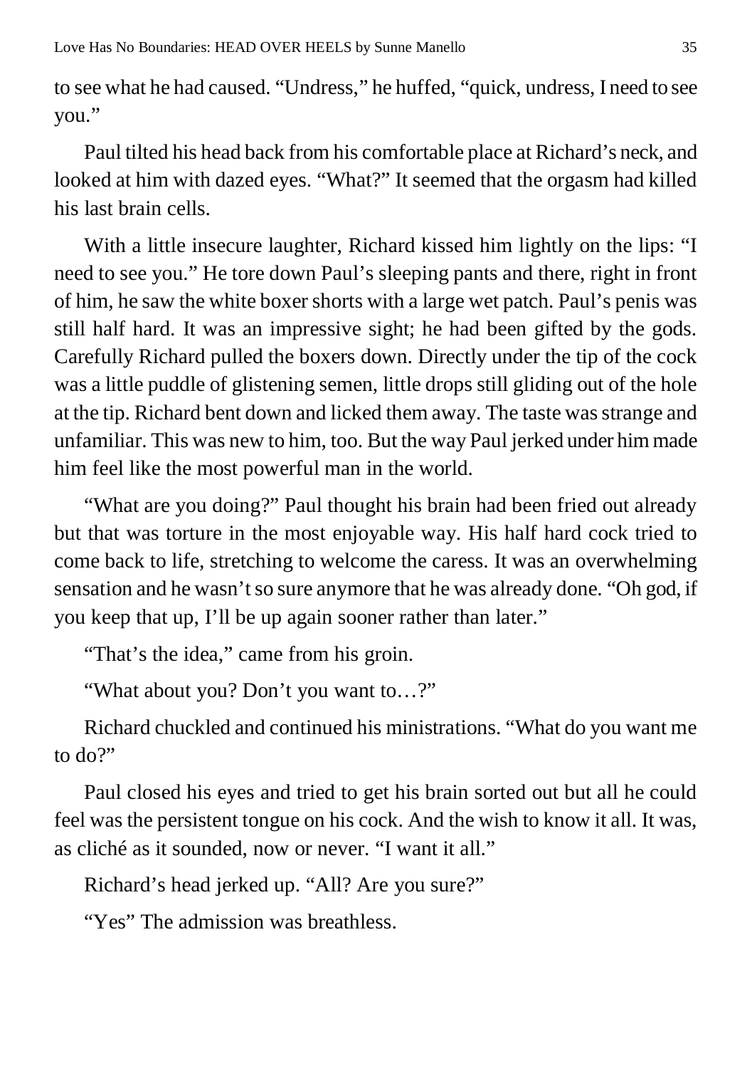to see what he had caused. "Undress," he huffed, "quick, undress, I need to see you."

Paul tilted his head back from his comfortable place at Richard's neck, and looked at him with dazed eyes. "What?" It seemed that the orgasm had killed his last brain cells.

With a little insecure laughter, Richard kissed him lightly on the lips: "I need to see you." He tore down Paul's sleeping pants and there, right in front of him, he saw the white boxer shorts with a large wet patch. Paul's penis was still half hard. It was an impressive sight; he had been gifted by the gods. Carefully Richard pulled the boxers down. Directly under the tip of the cock was a little puddle of glistening semen, little drops still gliding out of the hole at the tip. Richard bent down and licked them away. The taste was strange and unfamiliar. This was new to him, too. But the way Paul jerked under him made him feel like the most powerful man in the world.

"What are you doing?" Paul thought his brain had been fried out already but that was torture in the most enjoyable way. His half hard cock tried to come back to life, stretching to welcome the caress. It was an overwhelming sensation and he wasn't so sure anymore that he was already done. "Oh god, if you keep that up, I'll be up again sooner rather than later."

"That's the idea," came from his groin.

"What about you? Don't you want to…?"

Richard chuckled and continued his ministrations. "What do you want me to do?"

Paul closed his eyes and tried to get his brain sorted out but all he could feel was the persistent tongue on his cock. And the wish to know it all. It was, as cliché as it sounded, now or never. "I want it all."

Richard's head jerked up. "All? Are you sure?"

"Yes" The admission was breathless.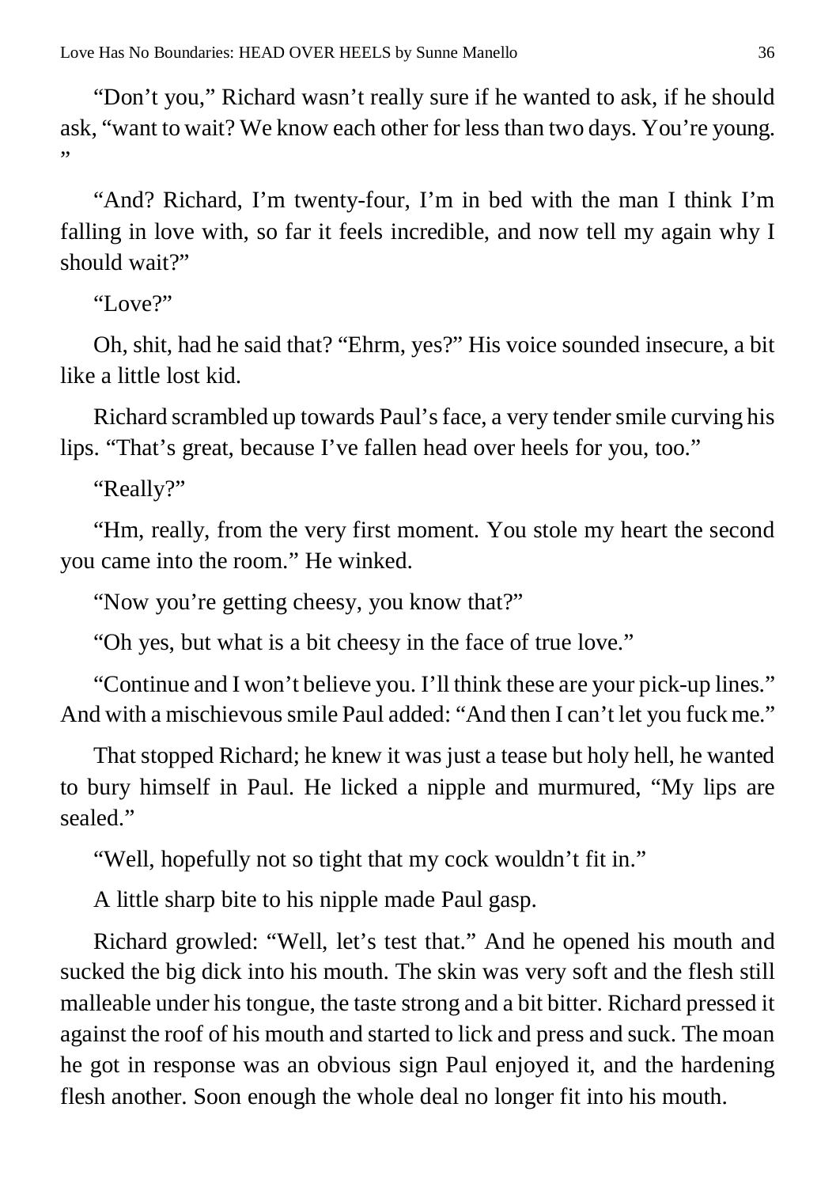"Don't you," Richard wasn't really sure if he wanted to ask, if he should ask, "want to wait? We know each other for less than two days. You're young. "

"And? Richard, I'm twenty-four, I'm in bed with the man I think I'm falling in love with, so far it feels incredible, and now tell my again why I should wait?"

"Love?"

Oh, shit, had he said that? "Ehrm, yes?" His voice sounded insecure, a bit like a little lost kid.

Richard scrambled up towards Paul's face, a very tender smile curving his lips. "That's great, because I've fallen head over heels for you, too."

"Really?"

"Hm, really, from the very first moment. You stole my heart the second you came into the room." He winked.

"Now you're getting cheesy, you know that?"

"Oh yes, but what is a bit cheesy in the face of true love."

"Continue and I won't believe you. I'll think these are your pick-up lines." And with a mischievous smile Paul added: "And then I can't let you fuck me."

That stopped Richard; he knew it was just a tease but holy hell, he wanted to bury himself in Paul. He licked a nipple and murmured, "My lips are sealed."

"Well, hopefully not so tight that my cock wouldn't fit in."

A little sharp bite to his nipple made Paul gasp.

Richard growled: "Well, let's test that." And he opened his mouth and sucked the big dick into his mouth. The skin was very soft and the flesh still malleable under his tongue, the taste strong and a bit bitter. Richard pressed it against the roof of his mouth and started to lick and press and suck. The moan he got in response was an obvious sign Paul enjoyed it, and the hardening flesh another. Soon enough the whole deal no longer fit into his mouth.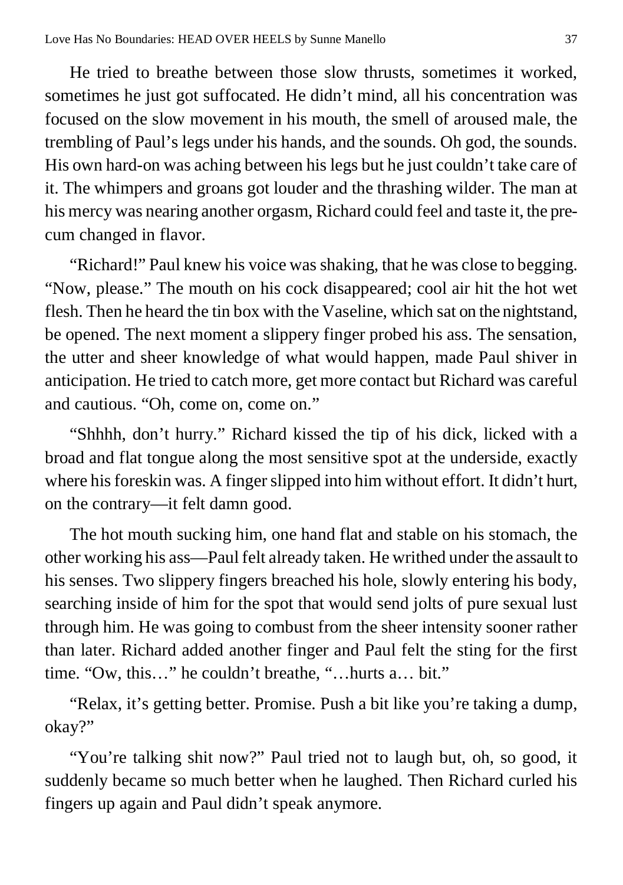He tried to breathe between those slow thrusts, sometimes it worked, sometimes he just got suffocated. He didn't mind, all his concentration was focused on the slow movement in his mouth, the smell of aroused male, the trembling of Paul's legs under his hands, and the sounds. Oh god, the sounds. His own hard-on was aching between his legs but he just couldn't take care of it. The whimpers and groans got louder and the thrashing wilder. The man at his mercy was nearing another orgasm, Richard could feel and taste it, the pre-cum changed in flavor.

"Richard!" Paul knew his voice was shaking, that he was close to begging. "Now, please." The mouth on his cock disappeared; cool air hit the hot wet flesh. Then he heard the tin box with the Vaseline, which sat on the nightstand, be opened. The next moment a slippery finger probed his ass. The sensation, the utter and sheer knowledge of what would happen, made Paul shiver in anticipation. He tried to catch more, get more contact but Richard was careful and cautious. "Oh, come on, come on."

"Shhhh, don't hurry." Richard kissed the tip of his dick, licked with a broad and flat tongue along the most sensitive spot at the underside, exactly where his foreskin was. A finger slipped into him without effort. It didn't hurt, on the contrary—it felt damn good.

The hot mouth sucking him, one hand flat and stable on his stomach, the other working his ass—Paul felt already taken. He writhed under the assault to his senses. Two slippery fingers breached his hole, slowly entering his body, searching inside of him for the spot that would send jolts of pure sexual lust through him. He was going to combust from the sheer intensity sooner rather than later. Richard added another finger and Paul felt the sting for the first time. "Ow, this…" he couldn't breathe, "…hurts a… bit."

"Relax, it's getting better. Promise. Push a bit like you're taking a dump, okay?"

"You're talking shit now?" Paul tried not to laugh but, oh, so good, it suddenly became so much better when he laughed. Then Richard curled his fingers up again and Paul didn't speak anymore.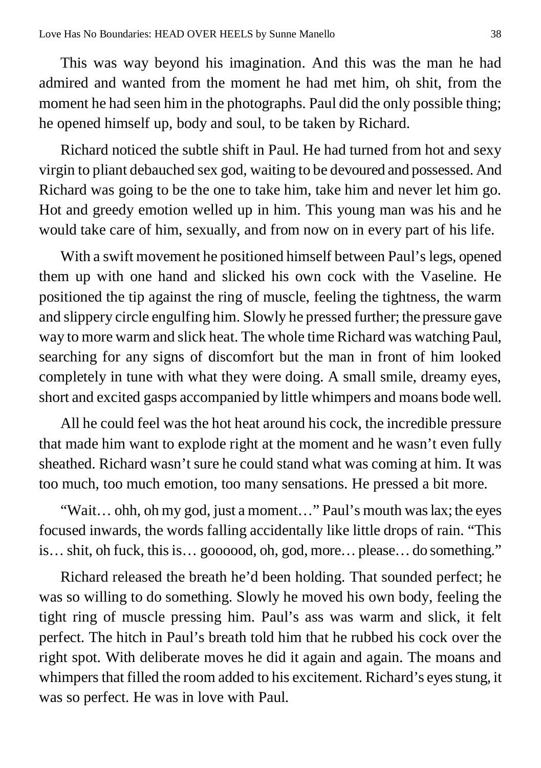This was way beyond his imagination. And this was the man he had admired and wanted from the moment he had met him, oh shit, from the moment he had seen him in the photographs. Paul did the only possible thing; he opened himself up, body and soul, to be taken by Richard.

Richard noticed the subtle shift in Paul. He had turned from hot and sexy virgin to pliant debauched sex god, waiting to be devoured and possessed. And Richard was going to be the one to take him, take him and never let him go. Hot and greedy emotion welled up in him. This young man was his and he would take care of him, sexually, and from now on in every part of his life.

With a swift movement he positioned himself between Paul's legs, opened them up with one hand and slicked his own cock with the Vaseline. He positioned the tip against the ring of muscle, feeling the tightness, the warm and slippery circle engulfing him. Slowly he pressed further; the pressure gave way to more warm and slick heat. The whole time Richard was watching Paul, searching for any signs of discomfort but the man in front of him looked completely in tune with what they were doing. A small smile, dreamy eyes, short and excited gasps accompanied by little whimpers and moans bode well.

All he could feel was the hot heat around his cock, the incredible pressure that made him want to explode right at the moment and he wasn't even fully sheathed. Richard wasn't sure he could stand what was coming at him. It was too much, too much emotion, too many sensations. He pressed a bit more.

"Wait… ohh, oh my god, just a moment…" Paul's mouth was lax; the eyes focused inwards, the words falling accidentally like little drops of rain. "This is… shit, oh fuck, this is… goooood, oh, god, more… please… do something."

Richard released the breath he'd been holding. That sounded perfect; he was so willing to do something. Slowly he moved his own body, feeling the tight ring of muscle pressing him. Paul's ass was warm and slick, it felt perfect. The hitch in Paul's breath told him that he rubbed his cock over the right spot. With deliberate moves he did it again and again. The moans and whimpers that filled the room added to his excitement. Richard's eyes stung, it was so perfect. He was in love with Paul.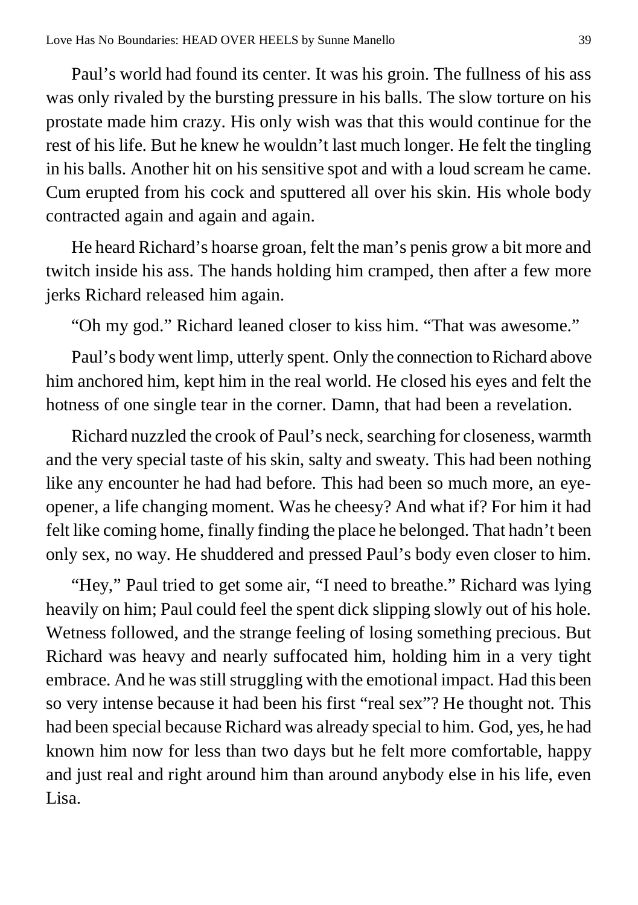Paul's world had found its center. It was his groin. The fullness of his ass was only rivaled by the bursting pressure in his balls. The slow torture on his prostate made him crazy. His only wish was that this would continue for the rest of his life. But he knew he wouldn't last much longer. He felt the tingling in his balls. Another hit on his sensitive spot and with a loud scream he came. Cum erupted from his cock and sputtered all over his skin. His whole body contracted again and again and again.

He heard Richard's hoarse groan, felt the man's penis grow a bit more and twitch inside his ass. The hands holding him cramped, then after a few more jerks Richard released him again.

"Oh my god." Richard leaned closer to kiss him. "That was awesome."

Paul's body went limp, utterly spent. Only the connection to Richard above him anchored him, kept him in the real world. He closed his eyes and felt the hotness of one single tear in the corner. Damn, that had been a revelation.

Richard nuzzled the crook of Paul's neck, searching for closeness, warmth and the very special taste of his skin, salty and sweaty. This had been nothing like any encounter he had had before. This had been so much more, an eye-opener, a life changing moment. Was he cheesy? And what if? For him it had felt like coming home, finally finding the place he belonged. That hadn't been only sex, no way. He shuddered and pressed Paul's body even closer to him.

"Hey," Paul tried to get some air, "I need to breathe." Richard was lying heavily on him; Paul could feel the spent dick slipping slowly out of his hole. Wetness followed, and the strange feeling of losing something precious. But Richard was heavy and nearly suffocated him, holding him in a very tight embrace. And he was still struggling with the emotional impact. Had this been so very intense because it had been his first "real sex"? He thought not. This had been special because Richard was already special to him. God, yes, he had known him now for less than two days but he felt more comfortable, happy and just real and right around him than around anybody else in his life, even Lisa.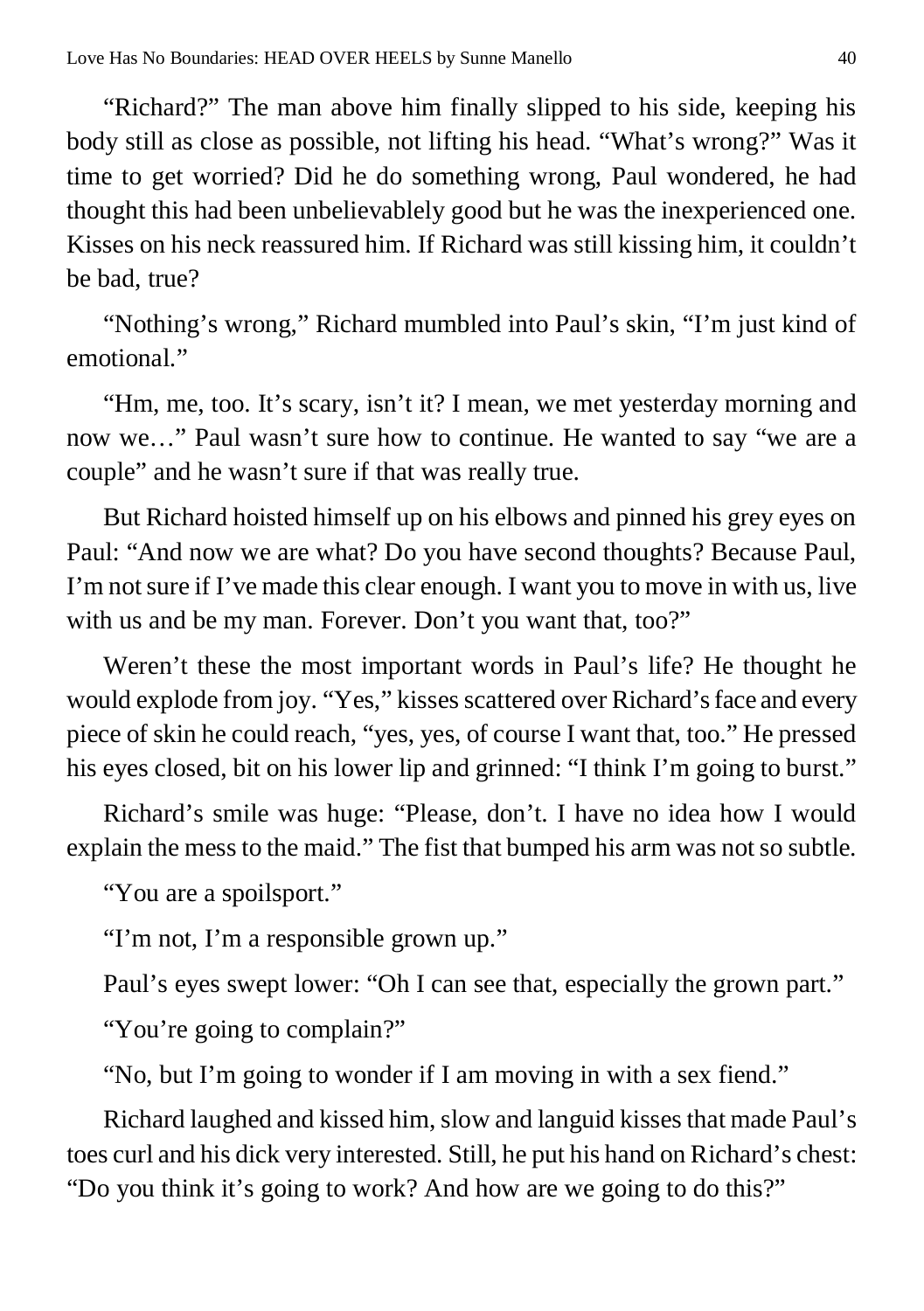"Richard?" The man above him finally slipped to his side, keeping his body still as close as possible, not lifting his head. "What's wrong?" Was it time to get worried? Did he do something wrong, Paul wondered, he had thought this had been unbelievablely good but he was the inexperienced one. Kisses on his neck reassured him. If Richard was still kissing him, it couldn't be bad, true?

"Nothing's wrong," Richard mumbled into Paul's skin, "I'm just kind of emotional."

"Hm, me, too. It's scary, isn't it? I mean, we met yesterday morning and now we…" Paul wasn't sure how to continue. He wanted to say "we are a couple" and he wasn't sure if that was really true.

But Richard hoisted himself up on his elbows and pinned his grey eyes on Paul: "And now we are what? Do you have second thoughts? Because Paul, I'm not sure if I've made this clear enough. I want you to move in with us, live with us and be my man. Forever. Don't you want that, too?"

Weren't these the most important words in Paul's life? He thought he would explode from joy. "Yes," kisses scattered over Richard's face and every piece of skin he could reach, "yes, yes, of course I want that, too." He pressed his eyes closed, bit on his lower lip and grinned: "I think I'm going to burst."

Richard's smile was huge: "Please, don't. I have no idea how I would explain the mess to the maid." The fist that bumped his arm was not so subtle.

"You are a spoilsport."

"I'm not, I'm a responsible grown up."

Paul's eyes swept lower: "Oh I can see that, especially the grown part."

"You're going to complain?"

"No, but I'm going to wonder if I am moving in with a sex fiend."

Richard laughed and kissed him, slow and languid kisses that made Paul's toes curl and his dick very interested. Still, he put his hand on Richard's chest: "Do you think it's going to work? And how are we going to do this?"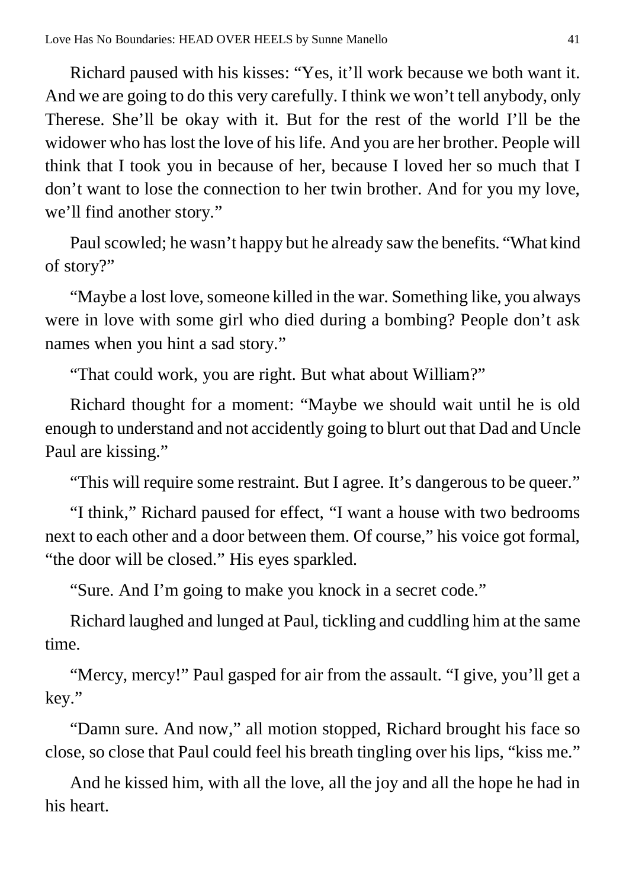Richard paused with his kisses: "Yes, it'll work because we both want it. And we are going to do this very carefully. I think we won't tell anybody, only Therese. She'll be okay with it. But for the rest of the world I'll be the widower who has lost the love of his life. And you are her brother. People will think that I took you in because of her, because I loved her so much that I don't want to lose the connection to her twin brother. And for you my love, we'll find another story."

Paul scowled; he wasn't happy but he already saw the benefits. "What kind of story?"

"Maybe a lost love, someone killed in the war. Something like, you always were in love with some girl who died during a bombing? People don't ask names when you hint a sad story."

"That could work, you are right. But what about William?"

Richard thought for a moment: "Maybe we should wait until he is old enough to understand and not accidently going to blurt out that Dad and Uncle Paul are kissing."

"This will require some restraint. But I agree. It's dangerous to be queer."

"I think," Richard paused for effect, "I want a house with two bedrooms next to each other and a door between them. Of course," his voice got formal, "the door will be closed." His eyes sparkled.

"Sure. And I'm going to make you knock in a secret code."

Richard laughed and lunged at Paul, tickling and cuddling him at the same time.

"Mercy, mercy!" Paul gasped for air from the assault. "I give, you'll get a key."

"Damn sure. And now," all motion stopped, Richard brought his face so close, so close that Paul could feel his breath tingling over his lips, "kiss me."

And he kissed him, with all the love, all the joy and all the hope he had in his heart.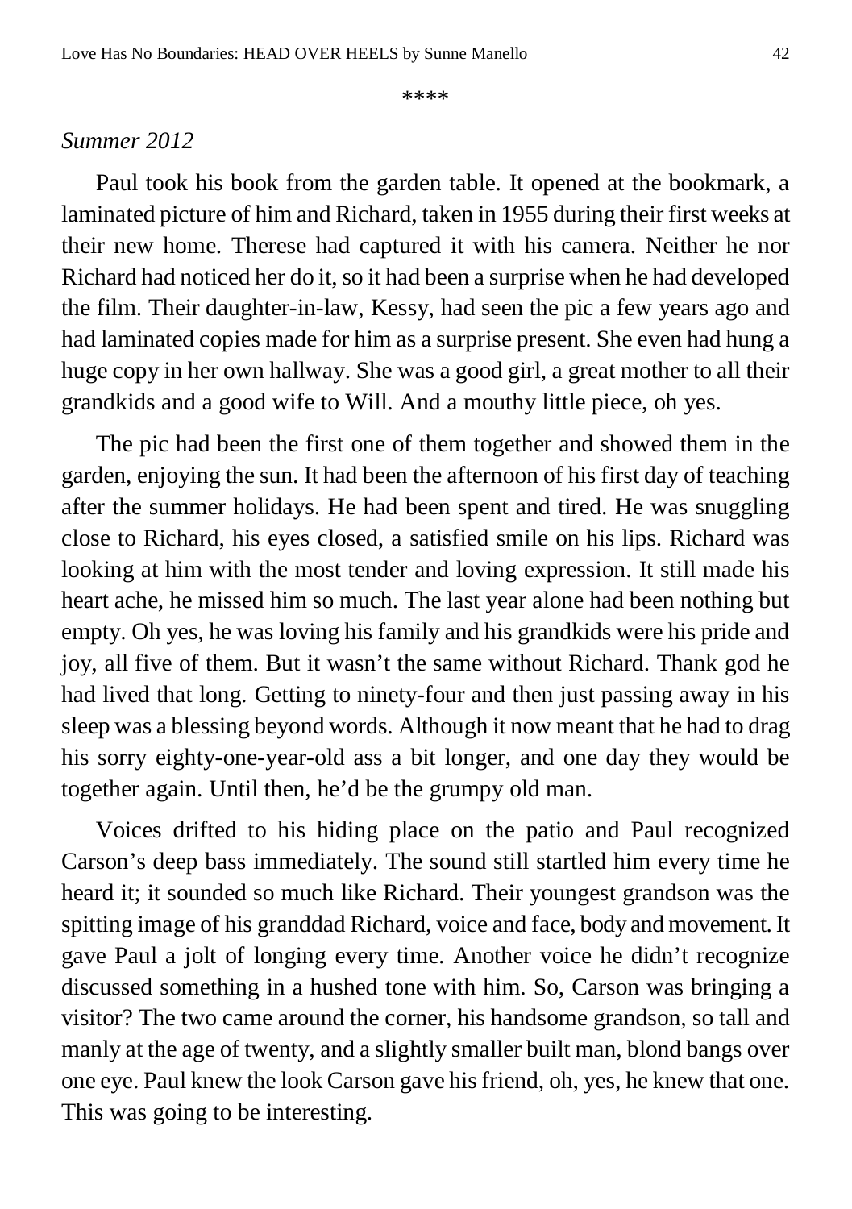****

*Summer 2012*

Paul took his book from the garden table. It opened at the bookmark, a laminated picture of him and Richard, taken in 1955 during their first weeks at their new home. Therese had captured it with his camera. Neither he nor Richard had noticed her do it, so it had been a surprise when he had developed the film. Their daughter-in-law, Kessy, had seen the pic a few years ago and had laminated copies made for him as a surprise present. She even had hung a huge copy in her own hallway. She was a good girl, a great mother to all their grandkids and a good wife to Will. And a mouthy little piece, oh yes.

The pic had been the first one of them together and showed them in the garden, enjoying the sun. It had been the afternoon of his first day of teaching after the summer holidays. He had been spent and tired. He was snuggling close to Richard, his eyes closed, a satisfied smile on his lips. Richard was looking at him with the most tender and loving expression. It still made his heart ache, he missed him so much. The last year alone had been nothing but empty. Oh yes, he was loving his family and his grandkids were his pride and joy, all five of them. But it wasn't the same without Richard. Thank god he had lived that long. Getting to ninety-four and then just passing away in his sleep was a blessing beyond words. Although it now meant that he had to drag his sorry eighty-one-year-old ass a bit longer, and one day they would be together again. Until then, he'd be the grumpy old man.

Voices drifted to his hiding place on the patio and Paul recognized Carson's deep bass immediately. The sound still startled him every time he heard it; it sounded so much like Richard. Their youngest grandson was the spitting image of his granddad Richard, voice and face, body and movement. It gave Paul a jolt of longing every time. Another voice he didn't recognize discussed something in a hushed tone with him. So, Carson was bringing a visitor? The two came around the corner, his handsome grandson, so tall and manly at the age of twenty, and a slightly smaller built man, blond bangs over one eye. Paul knew the look Carson gave his friend, oh, yes, he knew that one. This was going to be interesting.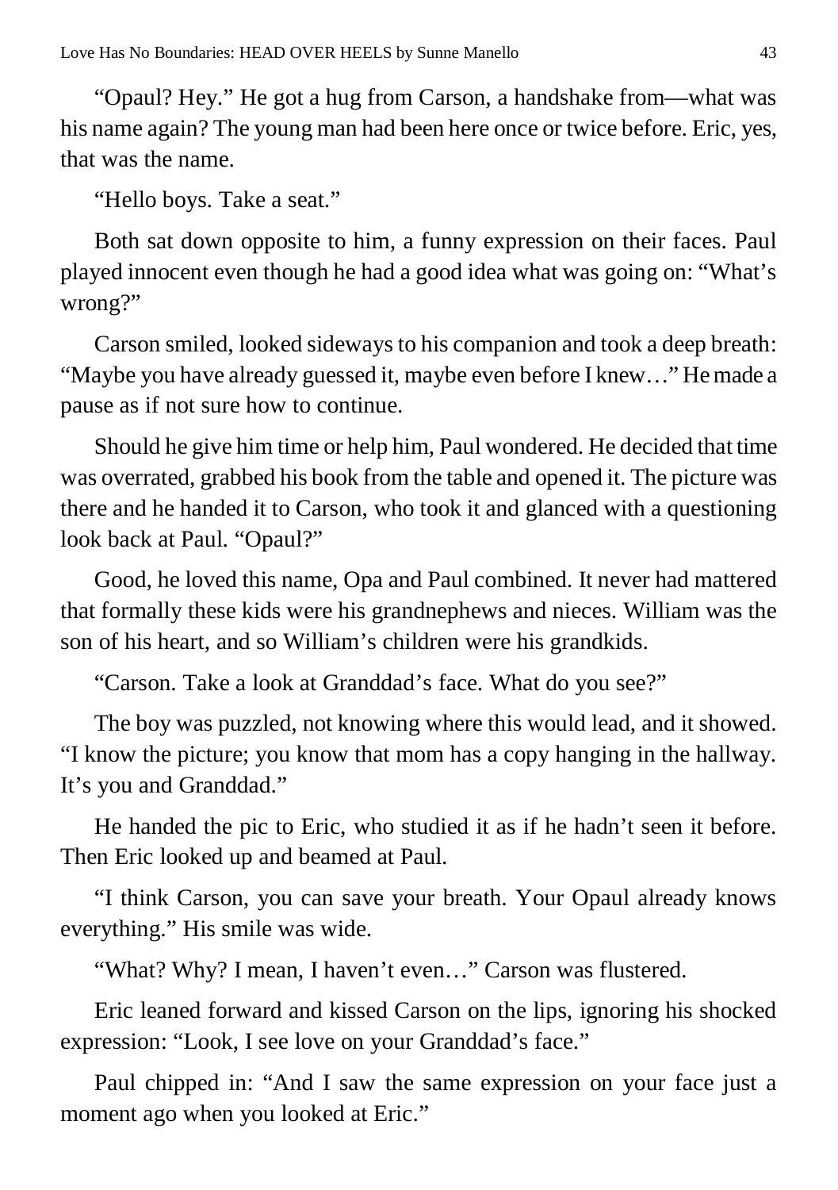"Opaul? Hey." He got a hug from Carson, a handshake from—what was his name again? The young man had been here once or twice before. Eric, yes, that was the name.

"Hello boys. Take a seat."

Both sat down opposite to him, a funny expression on their faces. Paul played innocent even though he had a good idea what was going on: "What's wrong?"

Carson smiled, looked sideways to his companion and took a deep breath: "Maybe you have already guessed it, maybe even before I knew…" He made a pause as if not sure how to continue.

Should he give him time or help him, Paul wondered. He decided that time was overrated, grabbed his book from the table and opened it. The picture was there and he handed it to Carson, who took it and glanced with a questioning look back at Paul. "Opaul?"

Good, he loved this name, Opa and Paul combined. It never had mattered that formally these kids were his grandnephews and nieces. William was the son of his heart, and so William's children were his grandkids.

"Carson. Take a look at Granddad's face. What do you see?"

The boy was puzzled, not knowing where this would lead, and it showed. "I know the picture; you know that mom has a copy hanging in the hallway. It's you and Granddad."

He handed the pic to Eric, who studied it as if he hadn't seen it before. Then Eric looked up and beamed at Paul.

"I think Carson, you can save your breath. Your Opaul already knows everything." His smile was wide.

"What? Why? I mean, I haven't even…" Carson was flustered.

Eric leaned forward and kissed Carson on the lips, ignoring his shocked expression: "Look, I see love on your Granddad's face."

Paul chipped in: "And I saw the same expression on your face just a moment ago when you looked at Eric."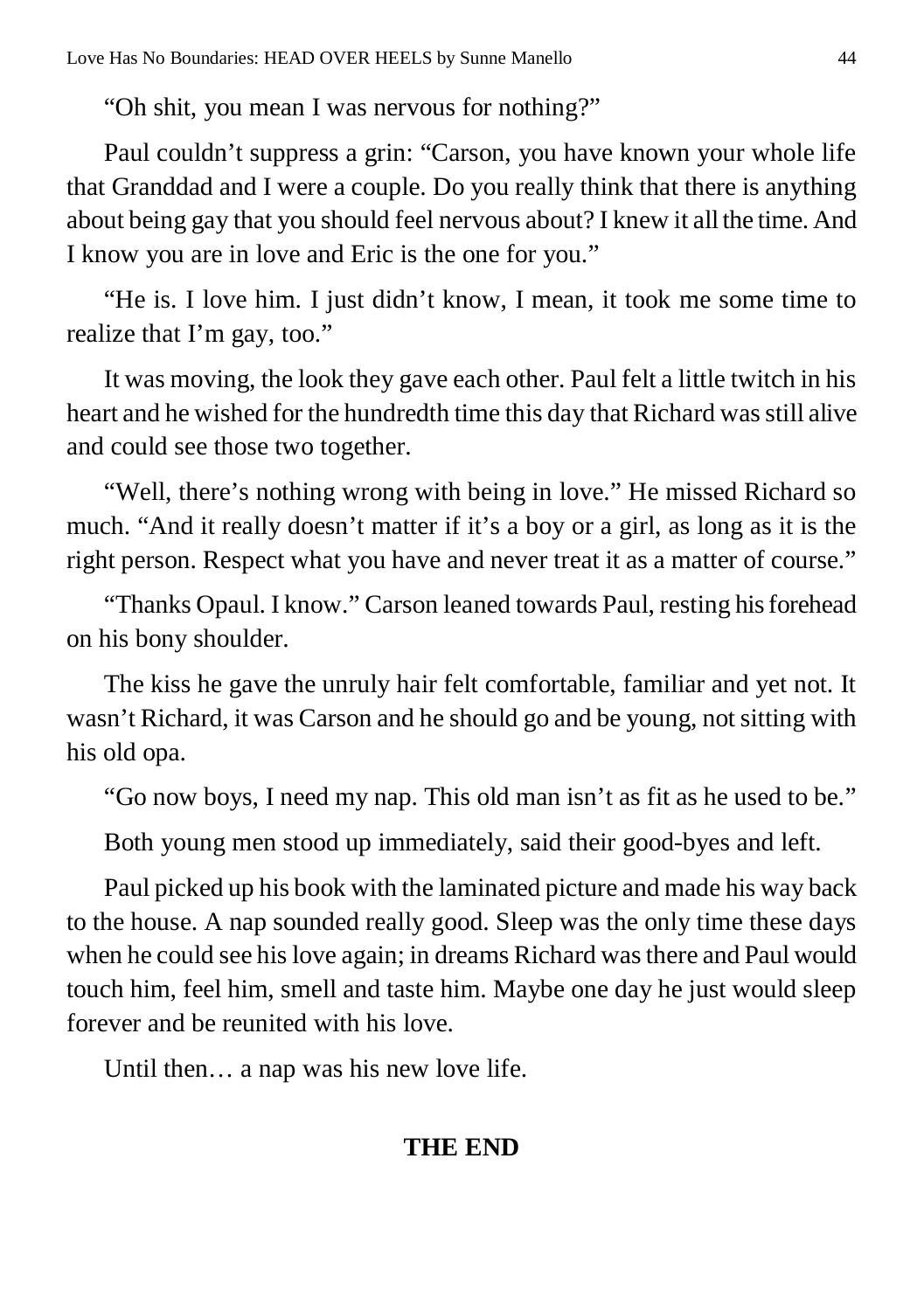"Oh shit, you mean I was nervous for nothing?"

Paul couldn't suppress a grin: "Carson, you have known your whole life that Granddad and I were a couple. Do you really think that there is anything about being gay that you should feel nervous about? I knew it all the time. And I know you are in love and Eric is the one for you."

"He is. I love him. I just didn't know, I mean, it took me some time to realize that I'm gay, too."

It was moving, the look they gave each other. Paul felt a little twitch in his heart and he wished for the hundredth time this day that Richard was still alive and could see those two together.

"Well, there's nothing wrong with being in love." He missed Richard so much. "And it really doesn't matter if it's a boy or a girl, as long as it is the right person. Respect what you have and never treat it as a matter of course."

"Thanks Opaul. I know." Carson leaned towards Paul, resting his forehead on his bony shoulder.

The kiss he gave the unruly hair felt comfortable, familiar and yet not. It wasn't Richard, it was Carson and he should go and be young, not sitting with his old opa.

"Go now boys, I need my nap. This old man isn't as fit as he used to be."

Both young men stood up immediately, said their good-byes and left.

Paul picked up his book with the laminated picture and made his way back to the house. A nap sounded really good. Sleep was the only time these days when he could see his love again; in dreams Richard was there and Paul would touch him, feel him, smell and taste him. Maybe one day he just would sleep forever and be reunited with his love.

Until then… a nap was his new love life.

**THE END**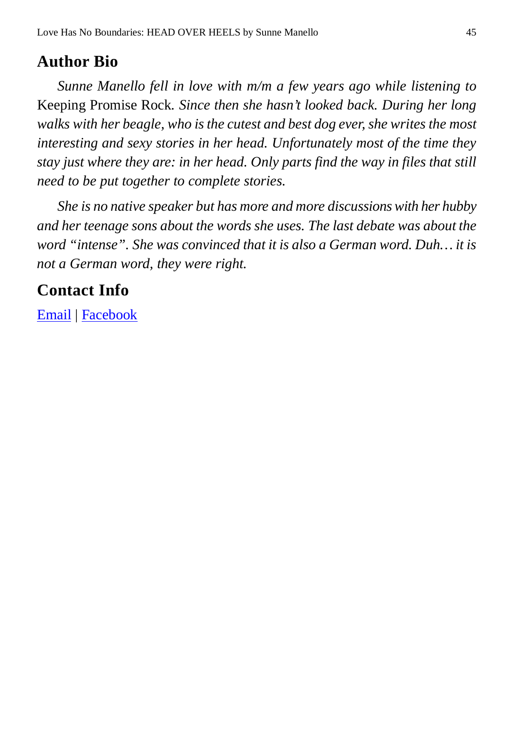## Author Bio

*Sunne Manello fell in love with m/m a few years ago while listening to* Keeping Promise Rock*. Since then she hasn't looked back. During her long walks with her beagle, who is the cutest and best dog ever, she writes the most interesting and sexy stories in her head. Unfortunately most of the time they stay just where they are: in her head. Only parts find the way in files that still need to be put together to complete stories.*

*She is no native speaker but has more and more discussions with her hubby and her teenage sons about the words she uses. The last debate was about the word "intense". She was convinced that it is also a German word. Duh… it is not a German word, they were right.*

## Contact Info

Email | Facebook